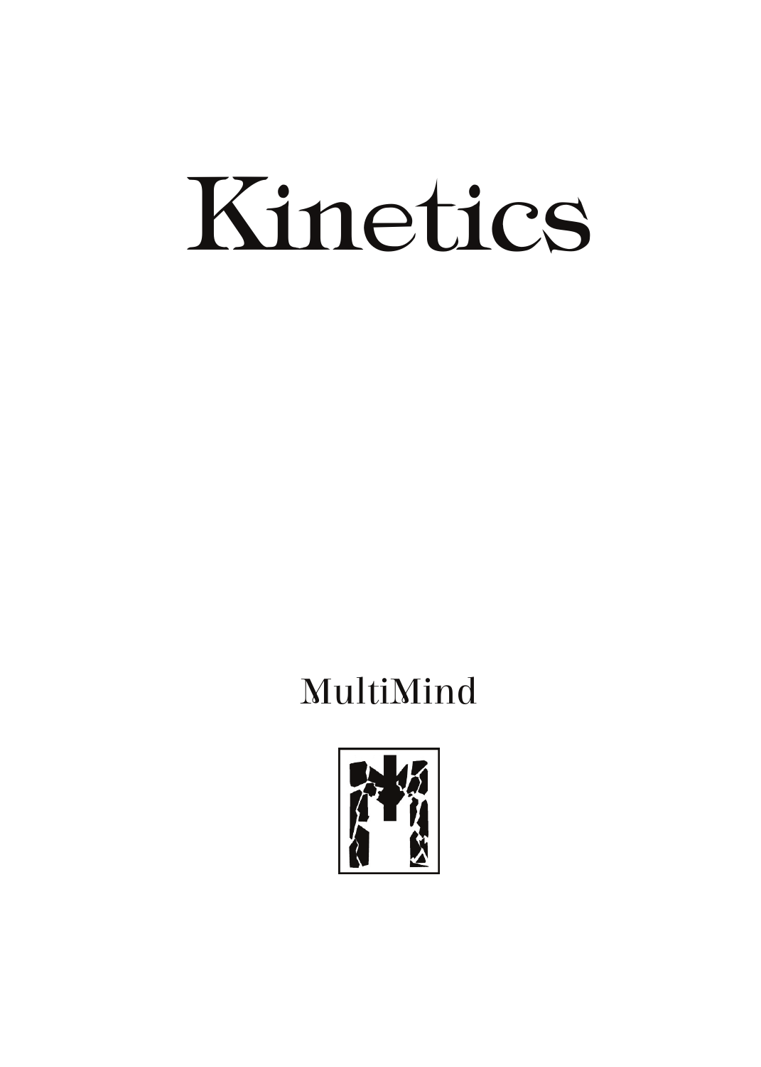# Kinetics

MultiMind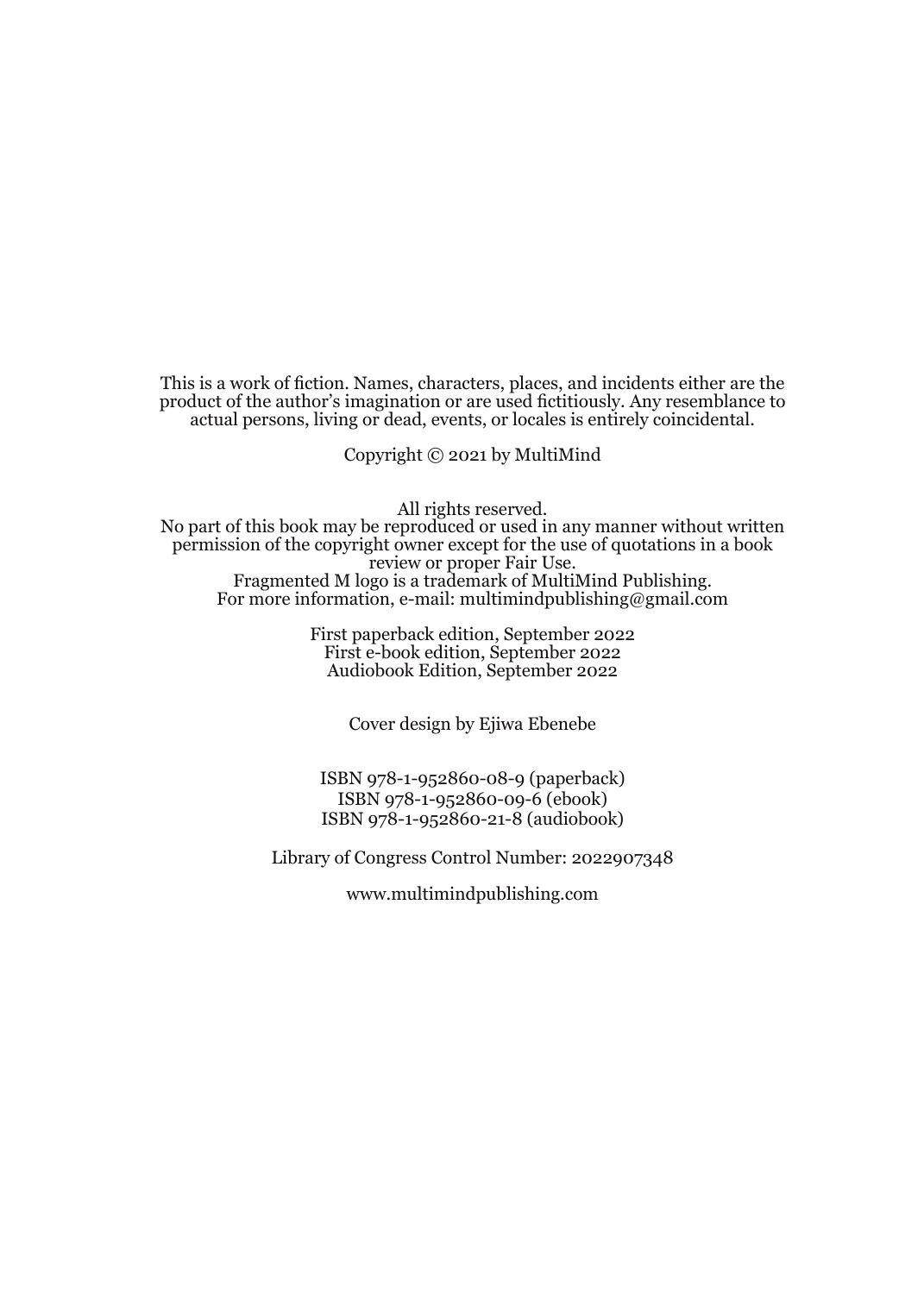This is a work of fiction. Names, characters, places, and incidents either are the product of the author's imagination or are used fictitiously. Any resemblance to actual persons, living or dead, events, or locales is entirely coincidental.

Copyright © 2021 by MultiMind

All rights reserved.
No part of this book may be reproduced or used in any manner without written permission of the copyright owner except for the use of quotations in a book review or proper Fair Use.
Fragmented M logo is a trademark of MultiMind Publishing.
For more information, e-mail: multimindpublishing@gmail.com

First paperback edition, September 2022
First e-book edition, September 2022
Audiobook Edition, September 2022

Cover design by Ejiwa Ebenebe

ISBN 978-1-952860-08-9 (paperback)
ISBN 978-1-952860-09-6 (ebook)
ISBN 978-1-952860-21-8 (audiobook)

Library of Congress Control Number: 2022907348

www.multimindpublishing.com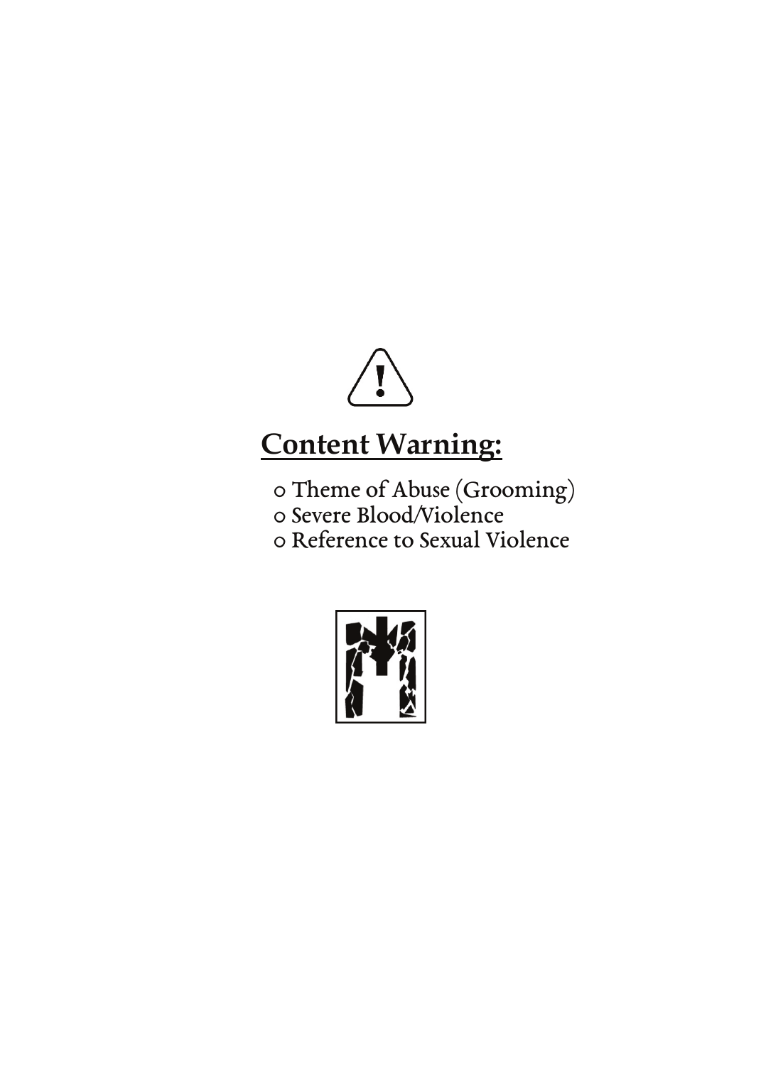## Content Warning:

- Theme of Abuse (Grooming)
- Severe Blood/Violence
- Reference to Sexual Violence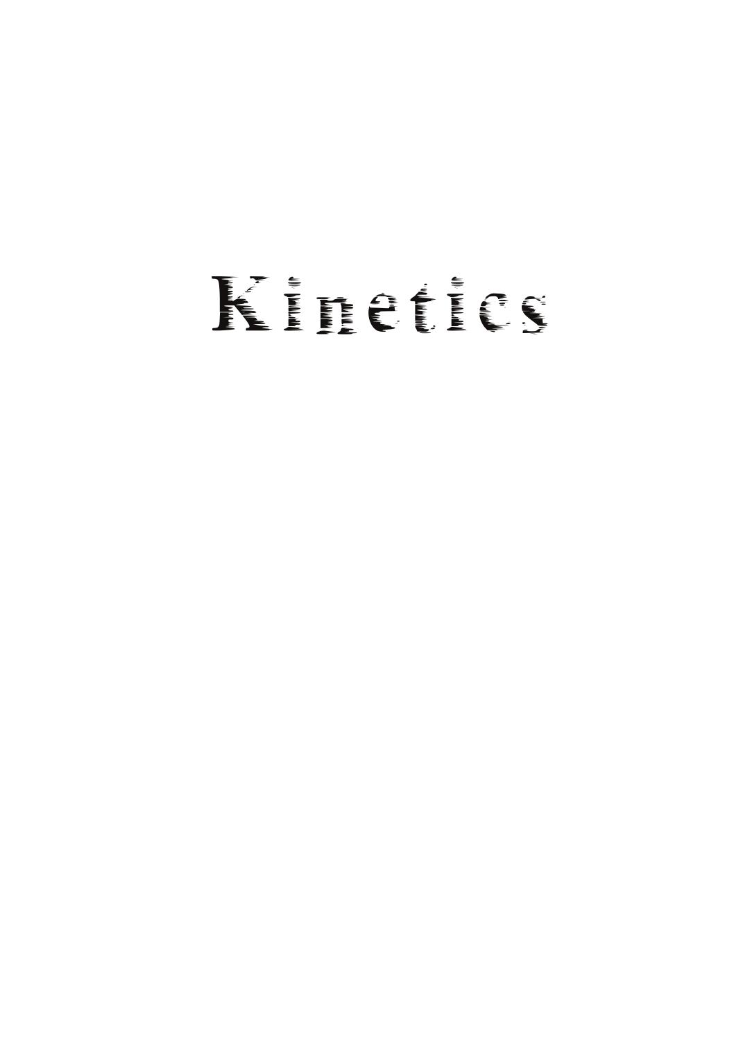# Kinetics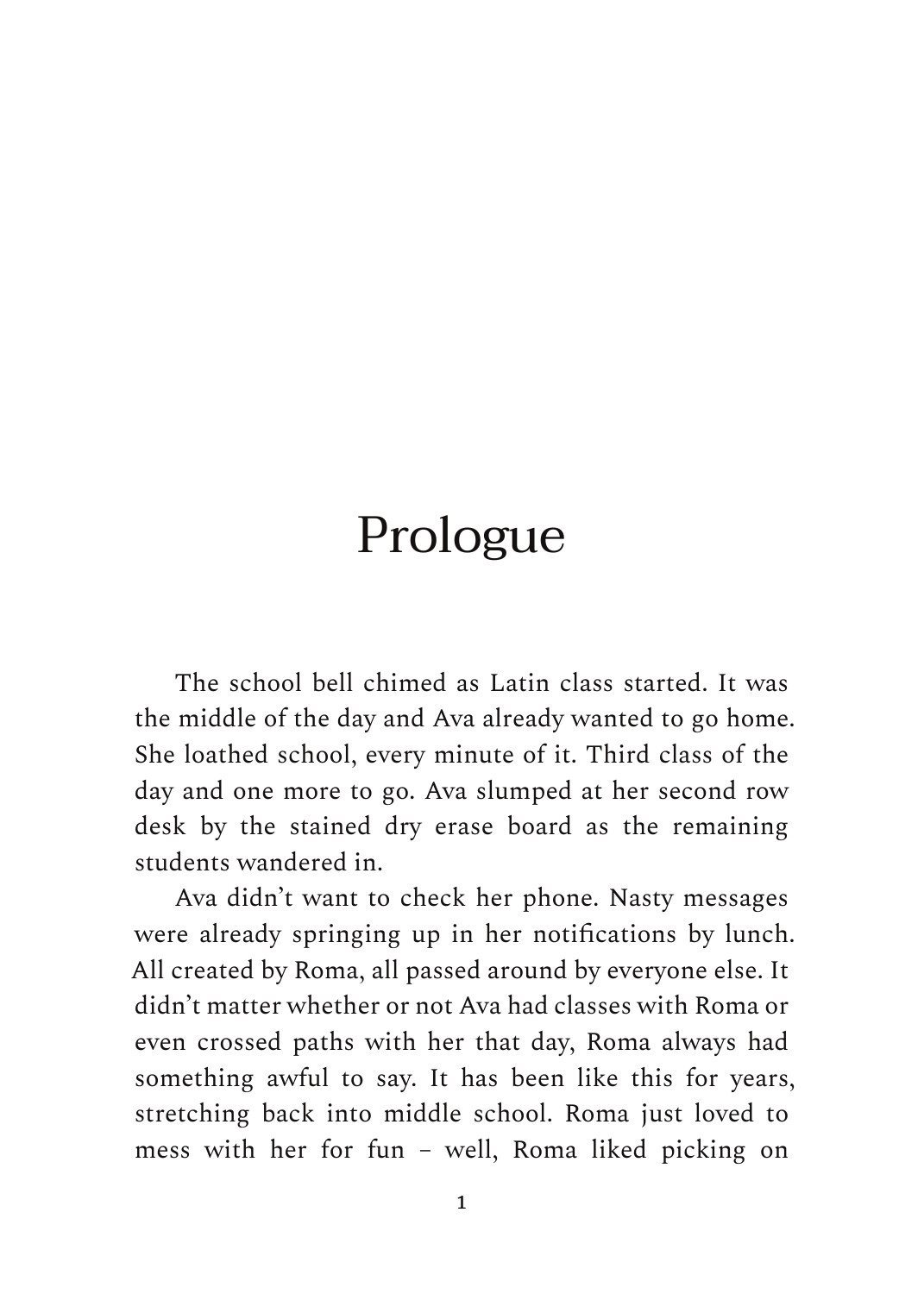# Prologue

The school bell chimed as Latin class started. It was the middle of the day and Ava already wanted to go home. She loathed school, every minute of it. Third class of the day and one more to go. Ava slumped at her second row desk by the stained dry erase board as the remaining students wandered in.

Ava didn't want to check her phone. Nasty messages were already springing up in her notifications by lunch. All created by Roma, all passed around by everyone else. It didn't matter whether or not Ava had classes with Roma or even crossed paths with her that day, Roma always had something awful to say. It has been like this for years, stretching back into middle school. Roma just loved to mess with her for fun – well, Roma liked picking on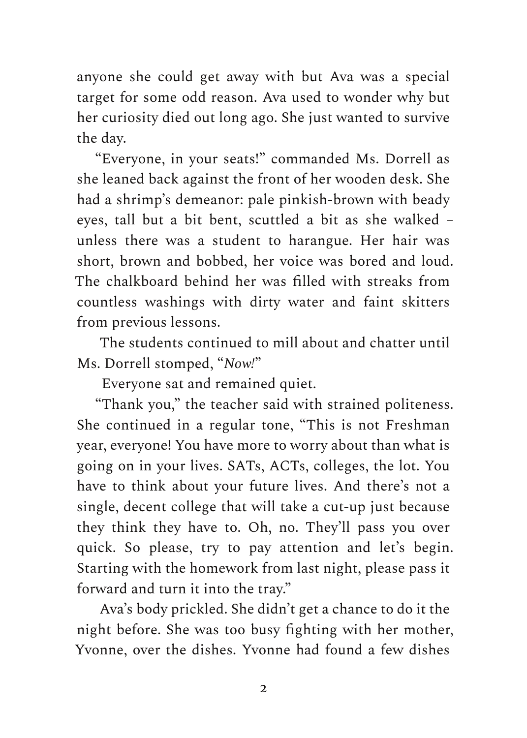anyone she could get away with but Ava was a special target for some odd reason. Ava used to wonder why but her curiosity died out long ago. She just wanted to survive the day.

"Everyone, in your seats!" commanded Ms. Dorrell as she leaned back against the front of her wooden desk. She had a shrimp's demeanor: pale pinkish-brown with beady eyes, tall but a bit bent, scuttled a bit as she walked – unless there was a student to harangue. Her hair was short, brown and bobbed, her voice was bored and loud. The chalkboard behind her was filled with streaks from countless washings with dirty water and faint skitters from previous lessons.

The students continued to mill about and chatter until Ms. Dorrell stomped, "*Now!*"

Everyone sat and remained quiet.

"Thank you," the teacher said with strained politeness. She continued in a regular tone, "This is not Freshman year, everyone! You have more to worry about than what is going on in your lives. SATs, ACTs, colleges, the lot. You have to think about your future lives. And there's not a single, decent college that will take a cut-up just because they think they have to. Oh, no. They'll pass you over quick. So please, try to pay attention and let's begin. Starting with the homework from last night, please pass it forward and turn it into the tray."

Ava's body prickled. She didn't get a chance to do it the night before. She was too busy fighting with her mother, Yvonne, over the dishes. Yvonne had found a few dishes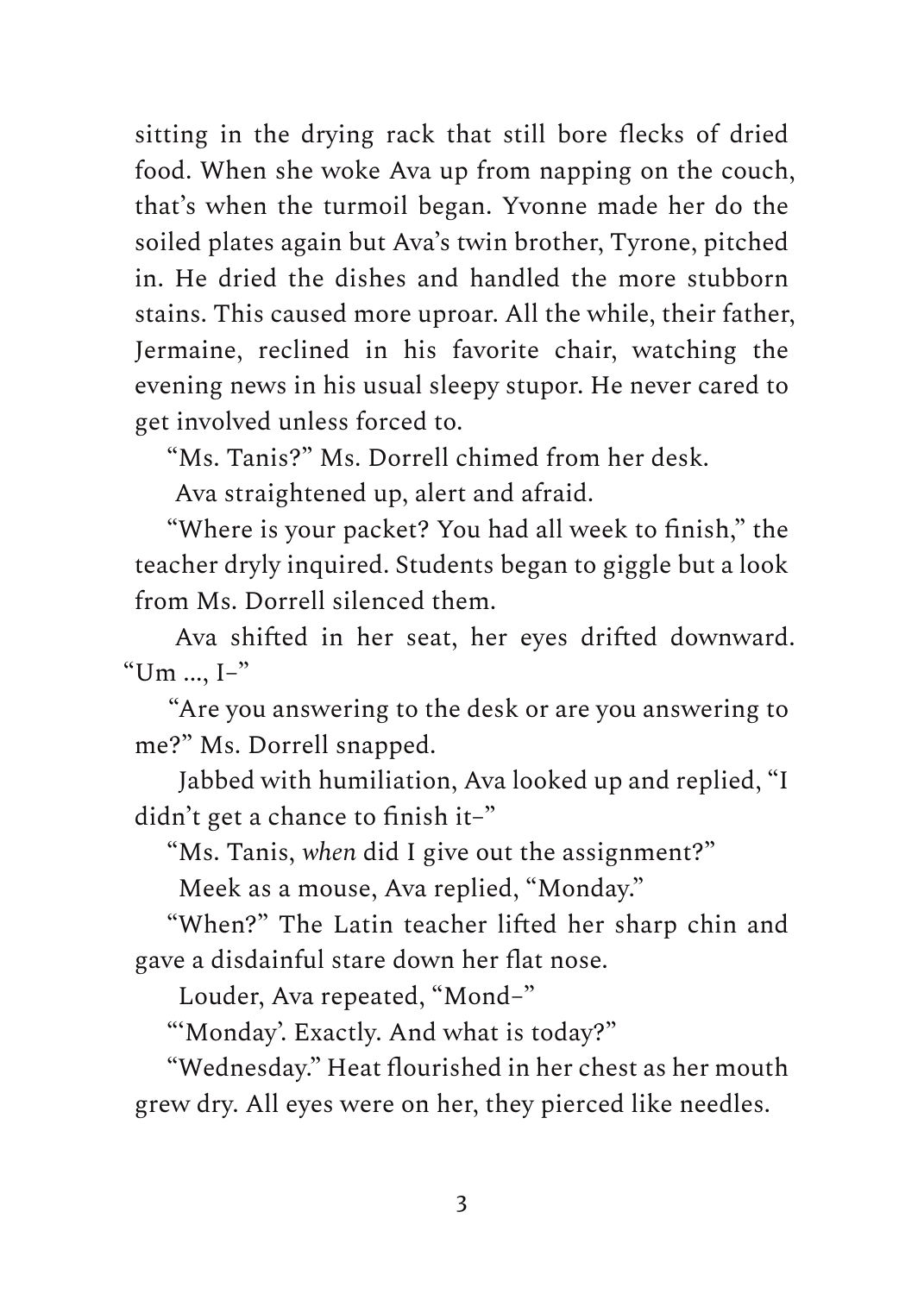sitting in the drying rack that still bore flecks of dried food. When she woke Ava up from napping on the couch, that's when the turmoil began. Yvonne made her do the soiled plates again but Ava's twin brother, Tyrone, pitched in. He dried the dishes and handled the more stubborn stains. This caused more uproar. All the while, their father, Jermaine, reclined in his favorite chair, watching the evening news in his usual sleepy stupor. He never cared to get involved unless forced to.

"Ms. Tanis?" Ms. Dorrell chimed from her desk.

Ava straightened up, alert and afraid.

"Where is your packet? You had all week to finish," the teacher dryly inquired. Students began to giggle but a look from Ms. Dorrell silenced them.

Ava shifted in her seat, her eyes drifted downward. "Um ..., I–"

"Are you answering to the desk or are you answering to me?" Ms. Dorrell snapped.

Jabbed with humiliation, Ava looked up and replied, "I didn't get a chance to finish it–"

"Ms. Tanis, *when* did I give out the assignment?"

Meek as a mouse, Ava replied, "Monday."

"When?" The Latin teacher lifted her sharp chin and gave a disdainful stare down her flat nose.

Louder, Ava repeated, "Mond–"

"'Monday'. Exactly. And what is today?"

"Wednesday." Heat flourished in her chest as her mouth grew dry. All eyes were on her, they pierced like needles.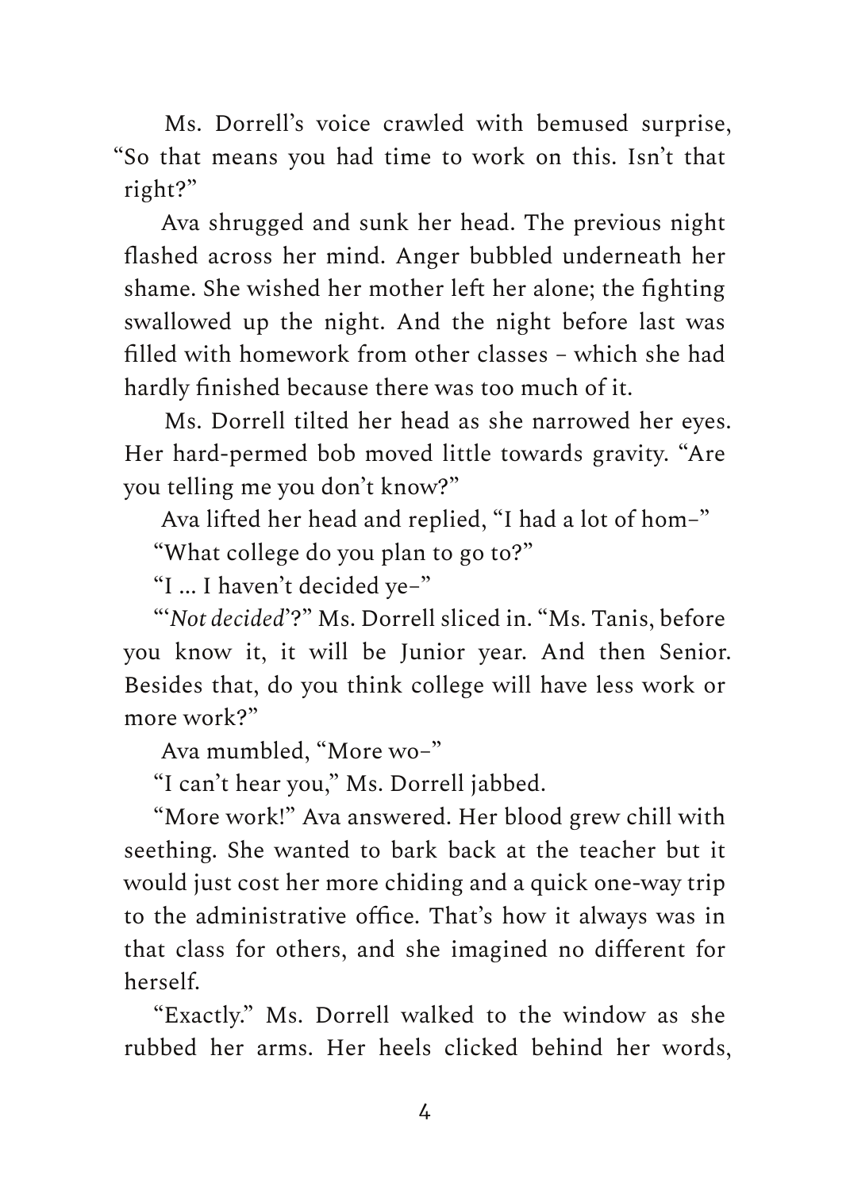Ms. Dorrell's voice crawled with bemused surprise, "So that means you had time to work on this. Isn't that right?"

Ava shrugged and sunk her head. The previous night flashed across her mind. Anger bubbled underneath her shame. She wished her mother left her alone; the fighting swallowed up the night. And the night before last was filled with homework from other classes – which she had hardly finished because there was too much of it.

Ms. Dorrell tilted her head as she narrowed her eyes. Her hard-permed bob moved little towards gravity. "Are you telling me you don't know?"

Ava lifted her head and replied, "I had a lot of hom–"

"What college do you plan to go to?"

"I … I haven't decided ye–"

"'*Not decided*'?" Ms. Dorrell sliced in. "Ms. Tanis, before you know it, it will be Junior year. And then Senior. Besides that, do you think college will have less work or more work?"

Ava mumbled, "More wo–"

"I can't hear you," Ms. Dorrell jabbed.

"More work!" Ava answered. Her blood grew chill with seething. She wanted to bark back at the teacher but it would just cost her more chiding and a quick one-way trip to the administrative office. That's how it always was in that class for others, and she imagined no different for herself.

"Exactly." Ms. Dorrell walked to the window as she rubbed her arms. Her heels clicked behind her words,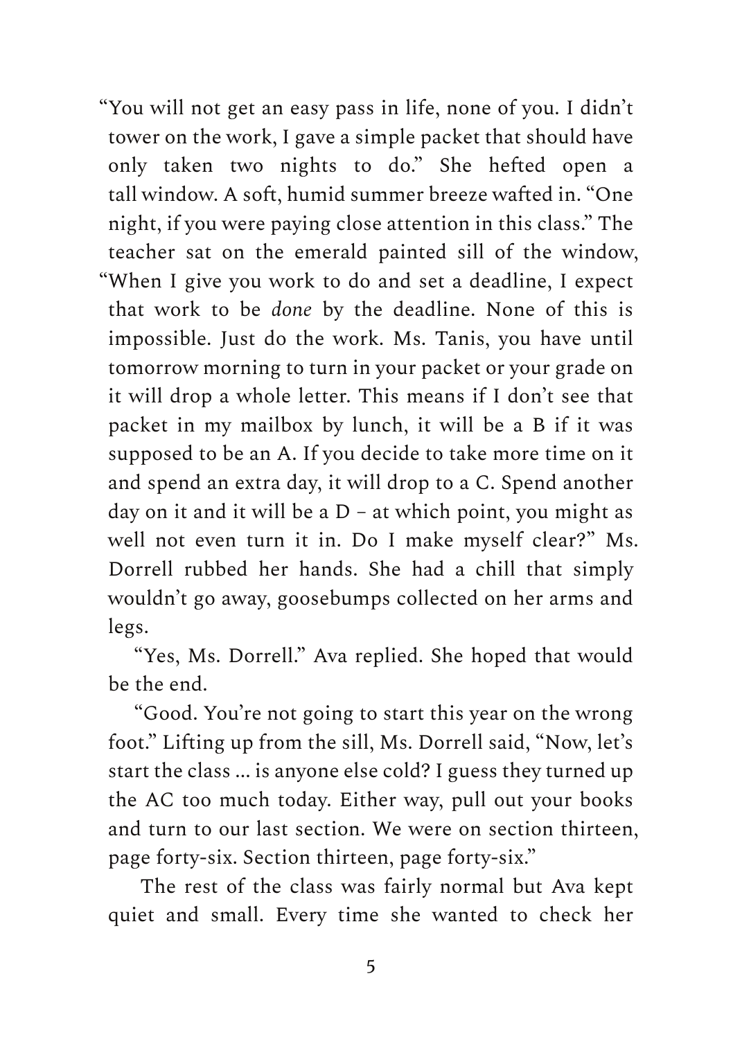"You will not get an easy pass in life, none of you. I didn't tower on the work, I gave a simple packet that should have only taken two nights to do." She hefted open a tall window. A soft, humid summer breeze wafted in. "One night, if you were paying close attention in this class." The teacher sat on the emerald painted sill of the window, "When I give you work to do and set a deadline, I expect that work to be *done* by the deadline. None of this is impossible. Just do the work. Ms. Tanis, you have until tomorrow morning to turn in your packet or your grade on it will drop a whole letter. This means if I don't see that packet in my mailbox by lunch, it will be a B if it was supposed to be an A. If you decide to take more time on it and spend an extra day, it will drop to a C. Spend another day on it and it will be a D – at which point, you might as well not even turn it in. Do I make myself clear?" Ms. Dorrell rubbed her hands. She had a chill that simply wouldn't go away, goosebumps collected on her arms and legs.

"Yes, Ms. Dorrell." Ava replied. She hoped that would be the end.

"Good. You're not going to start this year on the wrong foot." Lifting up from the sill, Ms. Dorrell said, "Now, let's start the class ... is anyone else cold? I guess they turned up the AC too much today. Either way, pull out your books and turn to our last section. We were on section thirteen, page forty-six. Section thirteen, page forty-six."

The rest of the class was fairly normal but Ava kept quiet and small. Every time she wanted to check her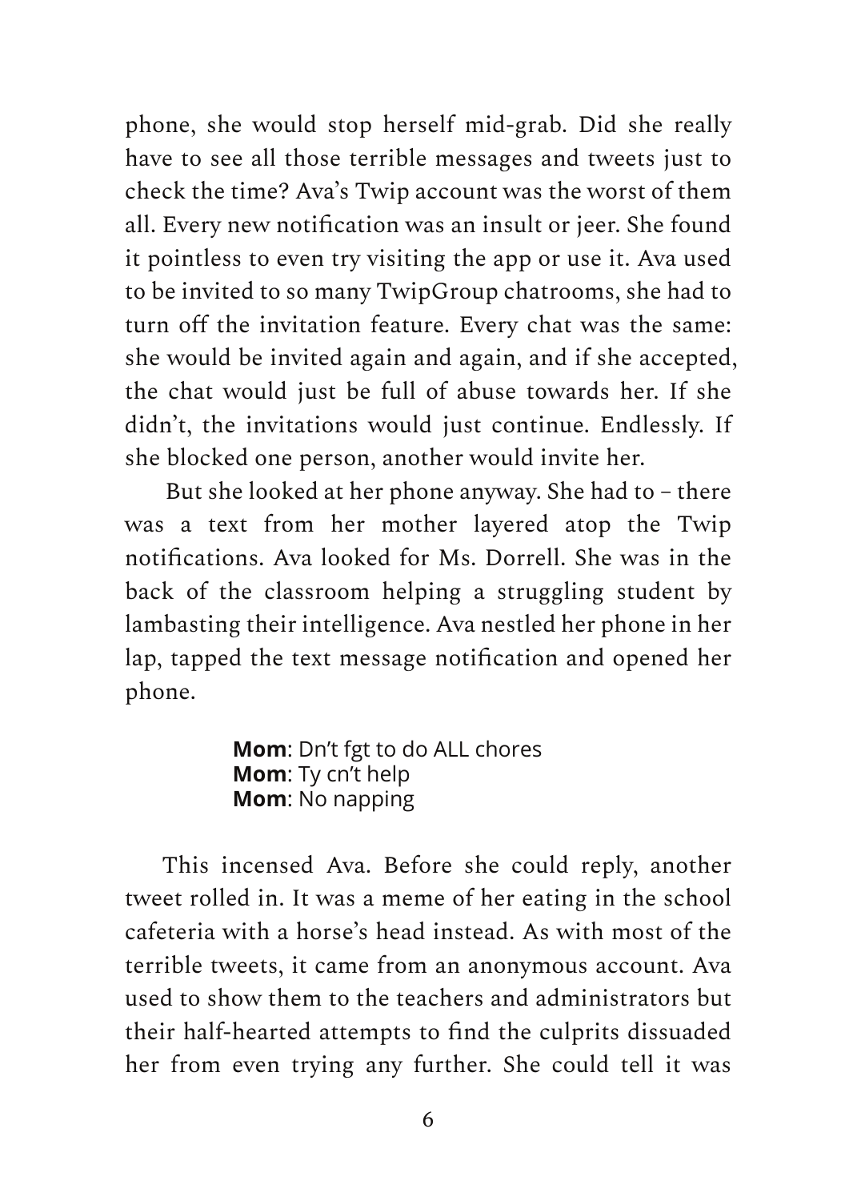phone, she would stop herself mid-grab. Did she really have to see all those terrible messages and tweets just to check the time? Ava's Twip account was the worst of them all. Every new notification was an insult or jeer. She found it pointless to even try visiting the app or use it. Ava used to be invited to so many TwipGroup chatrooms, she had to turn off the invitation feature. Every chat was the same: she would be invited again and again, and if she accepted, the chat would just be full of abuse towards her. If she didn't, the invitations would just continue. Endlessly. If she blocked one person, another would invite her.

But she looked at her phone anyway. She had to – there was a text from her mother layered atop the Twip notifications. Ava looked for Ms. Dorrell. She was in the back of the classroom helping a struggling student by lambasting their intelligence. Ava nestled her phone in her lap, tapped the text message notification and opened her phone.

> **Mom**: Dn't fgt to do ALL chores
> **Mom**: Ty cn't help
> **Mom**: No napping

This incensed Ava. Before she could reply, another tweet rolled in. It was a meme of her eating in the school cafeteria with a horse's head instead. As with most of the terrible tweets, it came from an anonymous account. Ava used to show them to the teachers and administrators but their half-hearted attempts to find the culprits dissuaded her from even trying any further. She could tell it was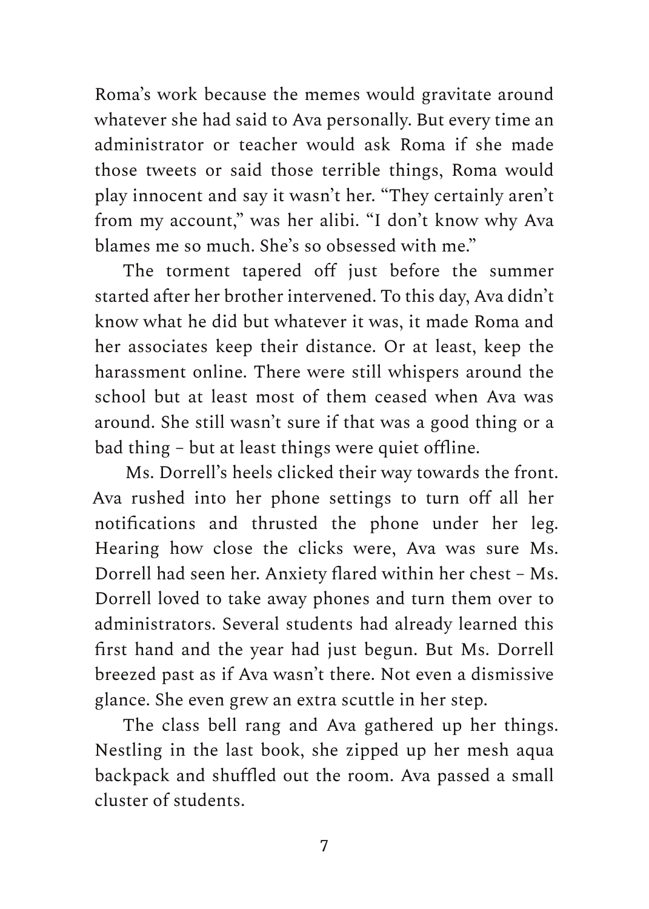Roma's work because the memes would gravitate around whatever she had said to Ava personally. But every time an administrator or teacher would ask Roma if she made those tweets or said those terrible things, Roma would play innocent and say it wasn't her. "They certainly aren't from my account," was her alibi. "I don't know why Ava blames me so much. She's so obsessed with me."

The torment tapered off just before the summer started after her brother intervened. To this day, Ava didn't know what he did but whatever it was, it made Roma and her associates keep their distance. Or at least, keep the harassment online. There were still whispers around the school but at least most of them ceased when Ava was around. She still wasn't sure if that was a good thing or a bad thing – but at least things were quiet offline.

Ms. Dorrell's heels clicked their way towards the front. Ava rushed into her phone settings to turn off all her notifications and thrusted the phone under her leg. Hearing how close the clicks were, Ava was sure Ms. Dorrell had seen her. Anxiety flared within her chest – Ms. Dorrell loved to take away phones and turn them over to administrators. Several students had already learned this first hand and the year had just begun. But Ms. Dorrell breezed past as if Ava wasn't there. Not even a dismissive glance. She even grew an extra scuttle in her step.

The class bell rang and Ava gathered up her things. Nestling in the last book, she zipped up her mesh aqua backpack and shuffled out the room. Ava passed a small cluster of students.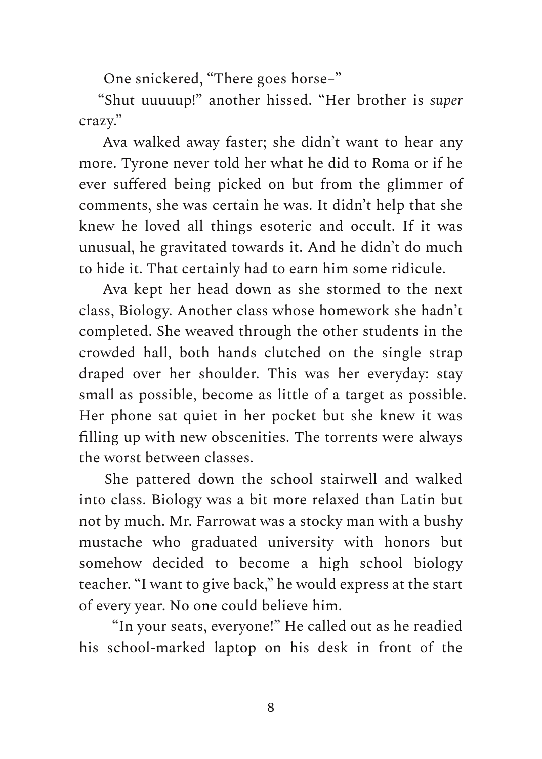One snickered, "There goes horse–"

"Shut uuuuup!" another hissed. "Her brother is *super* crazy."

Ava walked away faster; she didn't want to hear any more. Tyrone never told her what he did to Roma or if he ever suffered being picked on but from the glimmer of comments, she was certain he was. It didn't help that she knew he loved all things esoteric and occult. If it was unusual, he gravitated towards it. And he didn't do much to hide it. That certainly had to earn him some ridicule.

Ava kept her head down as she stormed to the next class, Biology. Another class whose homework she hadn't completed. She weaved through the other students in the crowded hall, both hands clutched on the single strap draped over her shoulder. This was her everyday: stay small as possible, become as little of a target as possible. Her phone sat quiet in her pocket but she knew it was filling up with new obscenities. The torrents were always the worst between classes.

She pattered down the school stairwell and walked into class. Biology was a bit more relaxed than Latin but not by much. Mr. Farrowat was a stocky man with a bushy mustache who graduated university with honors but somehow decided to become a high school biology teacher. "I want to give back," he would express at the start of every year. No one could believe him.

"In your seats, everyone!" He called out as he readied his school-marked laptop on his desk in front of the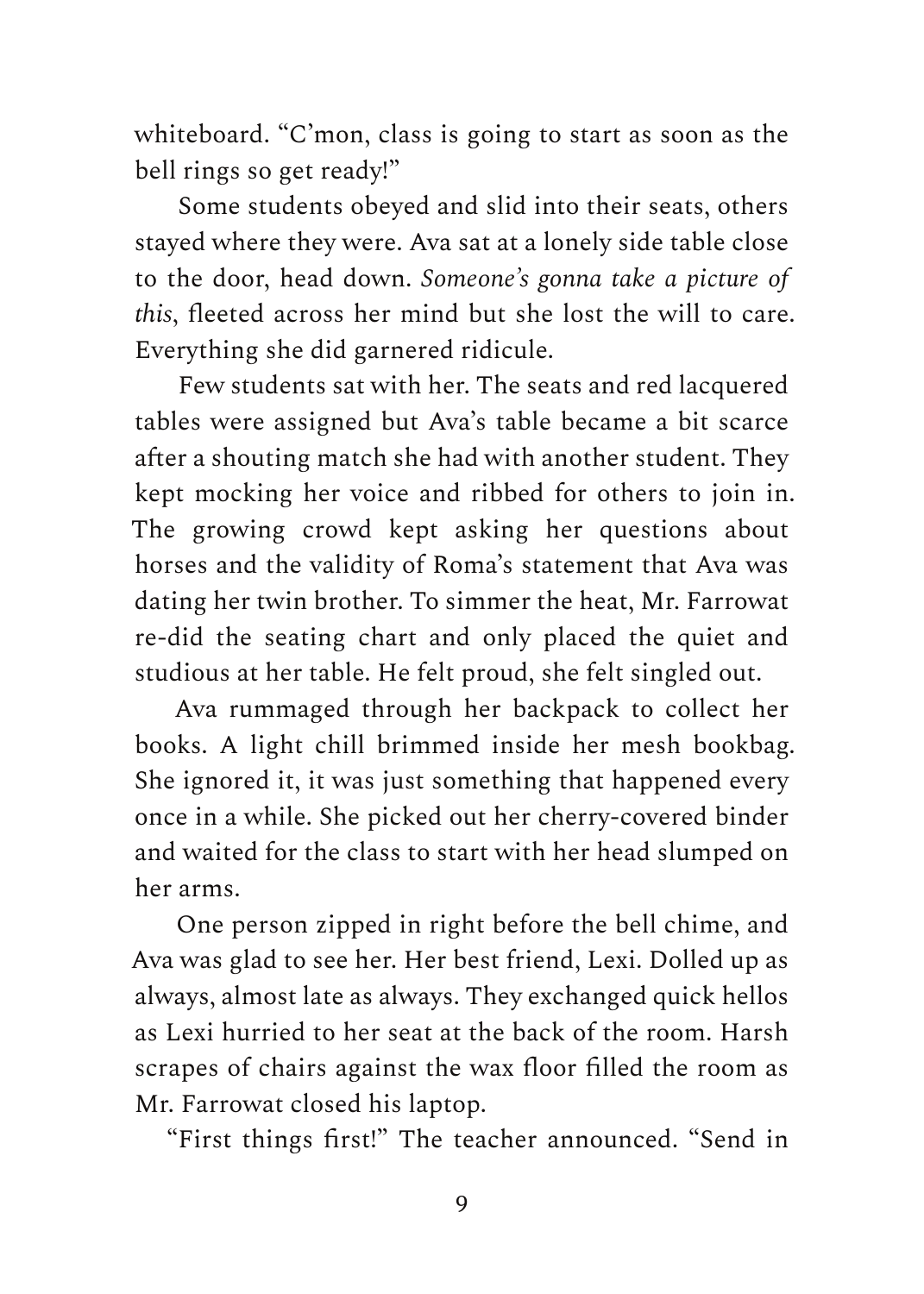whiteboard. "C'mon, class is going to start as soon as the bell rings so get ready!"

Some students obeyed and slid into their seats, others stayed where they were. Ava sat at a lonely side table close to the door, head down. *Someone's gonna take a picture of this*, fleeted across her mind but she lost the will to care. Everything she did garnered ridicule.

Few students sat with her. The seats and red lacquered tables were assigned but Ava's table became a bit scarce after a shouting match she had with another student. They kept mocking her voice and ribbed for others to join in. The growing crowd kept asking her questions about horses and the validity of Roma's statement that Ava was dating her twin brother. To simmer the heat, Mr. Farrowat re-did the seating chart and only placed the quiet and studious at her table. He felt proud, she felt singled out.

Ava rummaged through her backpack to collect her books. A light chill brimmed inside her mesh bookbag. She ignored it, it was just something that happened every once in a while. She picked out her cherry-covered binder and waited for the class to start with her head slumped on her arms.

One person zipped in right before the bell chime, and Ava was glad to see her. Her best friend, Lexi. Dolled up as always, almost late as always. They exchanged quick hellos as Lexi hurried to her seat at the back of the room. Harsh scrapes of chairs against the wax floor filled the room as Mr. Farrowat closed his laptop.

"First things first!" The teacher announced. "Send in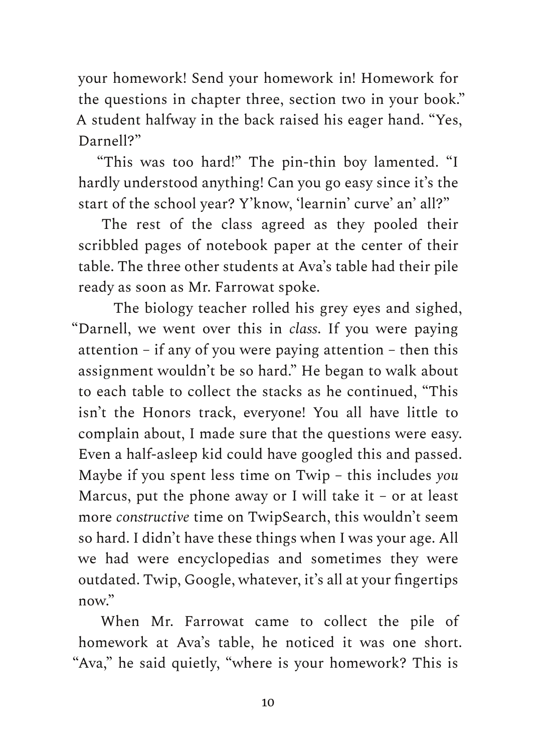your homework! Send your homework in! Homework for the questions in chapter three, section two in your book." A student halfway in the back raised his eager hand. "Yes, Darnell?"

"This was too hard!" The pin-thin boy lamented. "I hardly understood anything! Can you go easy since it's the start of the school year? Y'know, 'learnin' curve' an' all?"

The rest of the class agreed as they pooled their scribbled pages of notebook paper at the center of their table. The three other students at Ava's table had their pile ready as soon as Mr. Farrowat spoke.

The biology teacher rolled his grey eyes and sighed, "Darnell, we went over this in *class*. If you were paying attention – if any of you were paying attention – then this assignment wouldn't be so hard." He began to walk about to each table to collect the stacks as he continued, "This isn't the Honors track, everyone! You all have little to complain about, I made sure that the questions were easy. Even a half-asleep kid could have googled this and passed. Maybe if you spent less time on Twip – this includes *you* Marcus, put the phone away or I will take it – or at least more *constructive* time on TwipSearch, this wouldn't seem so hard. I didn't have these things when I was your age. All we had were encyclopedias and sometimes they were outdated. Twip, Google, whatever, it's all at your fingertips now."

When Mr. Farrowat came to collect the pile of homework at Ava's table, he noticed it was one short. "Ava," he said quietly, "where is your homework? This is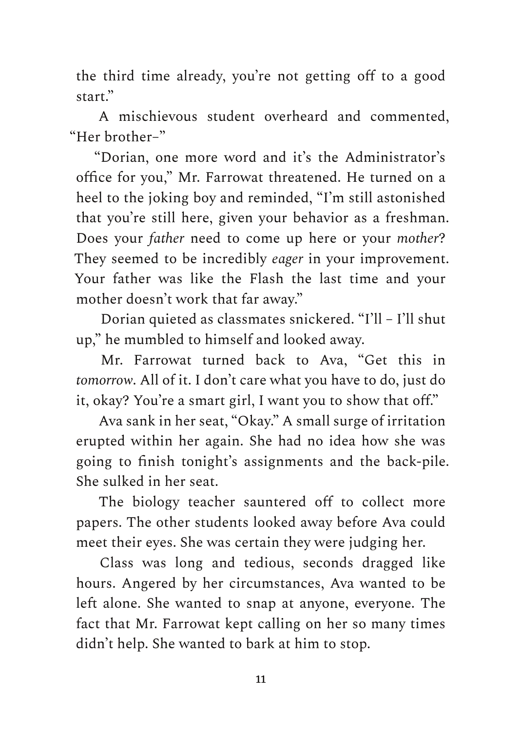the third time already, you're not getting off to a good start."

A mischievous student overheard and commented, "Her brother–"

"Dorian, one more word and it's the Administrator's office for you," Mr. Farrowat threatened. He turned on a heel to the joking boy and reminded, "I'm still astonished that you're still here, given your behavior as a freshman. Does your *father* need to come up here or your *mother*? They seemed to be incredibly *eager* in your improvement. Your father was like the Flash the last time and your mother doesn't work that far away."

Dorian quieted as classmates snickered. "I'll – I'll shut up," he mumbled to himself and looked away.

Mr. Farrowat turned back to Ava, "Get this in *tomorrow*. All of it. I don't care what you have to do, just do it, okay? You're a smart girl, I want you to show that off."

Ava sank in her seat, "Okay." A small surge of irritation erupted within her again. She had no idea how she was going to finish tonight's assignments and the back-pile. She sulked in her seat.

The biology teacher sauntered off to collect more papers. The other students looked away before Ava could meet their eyes. She was certain they were judging her.

Class was long and tedious, seconds dragged like hours. Angered by her circumstances, Ava wanted to be left alone. She wanted to snap at anyone, everyone. The fact that Mr. Farrowat kept calling on her so many times didn't help. She wanted to bark at him to stop.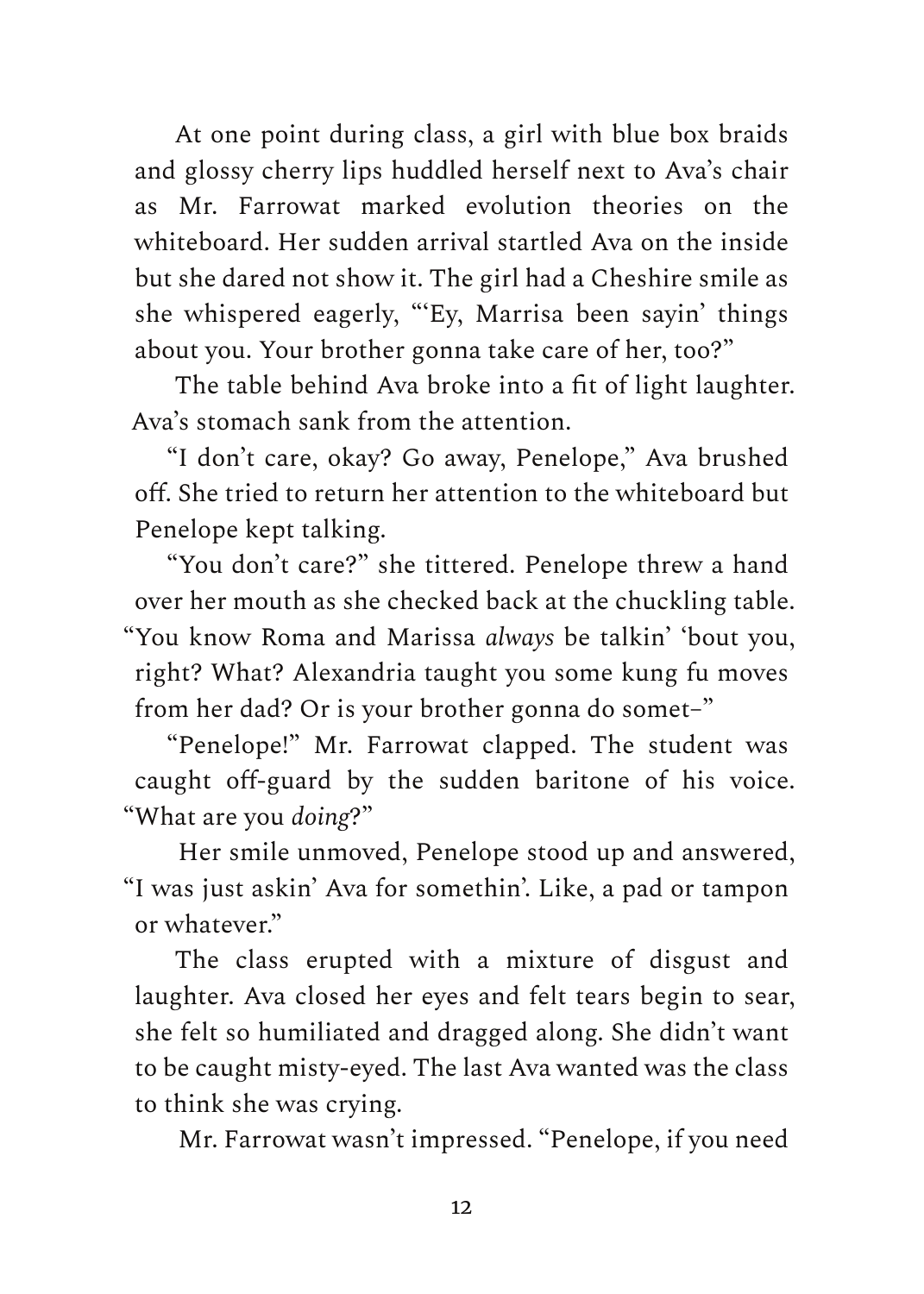At one point during class, a girl with blue box braids and glossy cherry lips huddled herself next to Ava's chair as Mr. Farrowat marked evolution theories on the whiteboard. Her sudden arrival startled Ava on the inside but she dared not show it. The girl had a Cheshire smile as she whispered eagerly, "'Ey, Marrisa been sayin' things about you. Your brother gonna take care of her, too?"

The table behind Ava broke into a fit of light laughter. Ava's stomach sank from the attention.

"I don't care, okay? Go away, Penelope," Ava brushed off. She tried to return her attention to the whiteboard but Penelope kept talking.

"You don't care?" she tittered. Penelope threw a hand over her mouth as she checked back at the chuckling table. "You know Roma and Marissa *always* be talkin' 'bout you, right? What? Alexandria taught you some kung fu moves from her dad? Or is your brother gonna do somet–"

"Penelope!" Mr. Farrowat clapped. The student was caught off-guard by the sudden baritone of his voice. "What are you *doing*?"

Her smile unmoved, Penelope stood up and answered, "I was just askin' Ava for somethin'. Like, a pad or tampon or whatever."

The class erupted with a mixture of disgust and laughter. Ava closed her eyes and felt tears begin to sear, she felt so humiliated and dragged along. She didn't want to be caught misty-eyed. The last Ava wanted was the class to think she was crying.

Mr. Farrowat wasn't impressed. "Penelope, if you need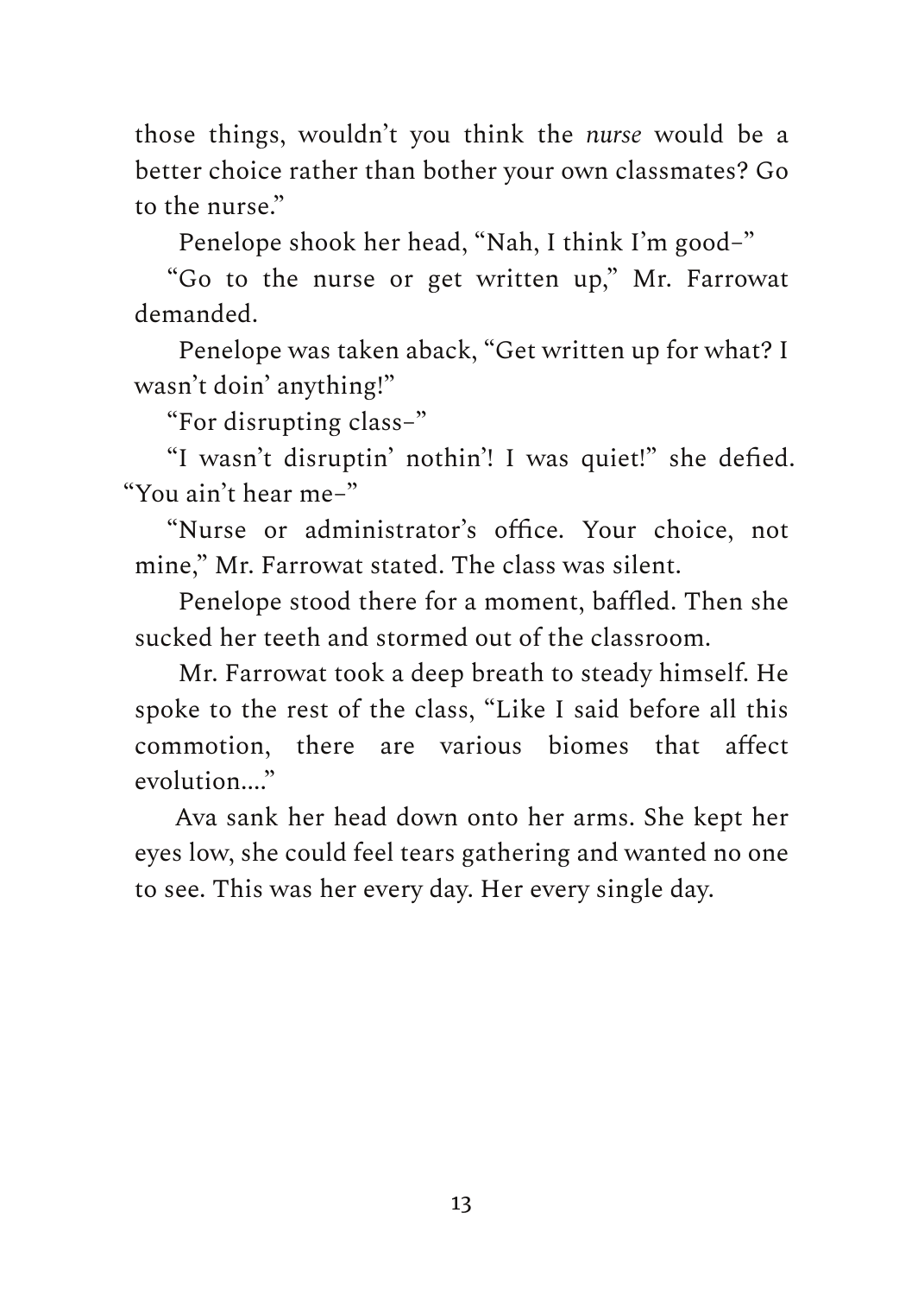those things, wouldn't you think the *nurse* would be a better choice rather than bother your own classmates? Go to the nurse."

Penelope shook her head, "Nah, I think I'm good–"

"Go to the nurse or get written up," Mr. Farrowat demanded.

Penelope was taken aback, "Get written up for what? I wasn't doin' anything!"

"For disrupting class–"

"I wasn't disruptin' nothin'! I was quiet!" she defied. "You ain't hear me–"

"Nurse or administrator's office. Your choice, not mine," Mr. Farrowat stated. The class was silent.

Penelope stood there for a moment, baffled. Then she sucked her teeth and stormed out of the classroom.

Mr. Farrowat took a deep breath to steady himself. He spoke to the rest of the class, "Like I said before all this commotion, there are various biomes that affect evolution...."

Ava sank her head down onto her arms. She kept her eyes low, she could feel tears gathering and wanted no one to see. This was her every day. Her every single day.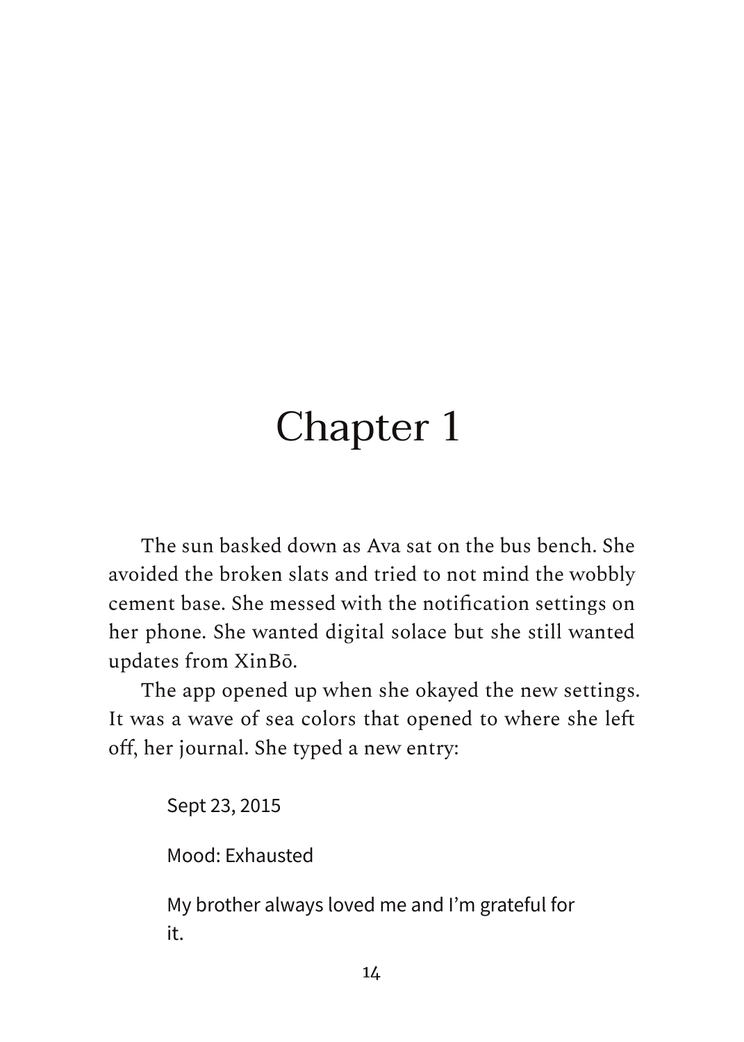# Chapter 1

The sun basked down as Ava sat on the bus bench. She avoided the broken slats and tried to not mind the wobbly cement base. She messed with the notification settings on her phone. She wanted digital solace but she still wanted updates from XinBō.

The app opened up when she okayed the new settings. It was a wave of sea colors that opened to where she left off, her journal. She typed a new entry:

> Sept 23, 2015
>
> Mood: Exhausted
>
> My brother always loved me and I'm grateful for it.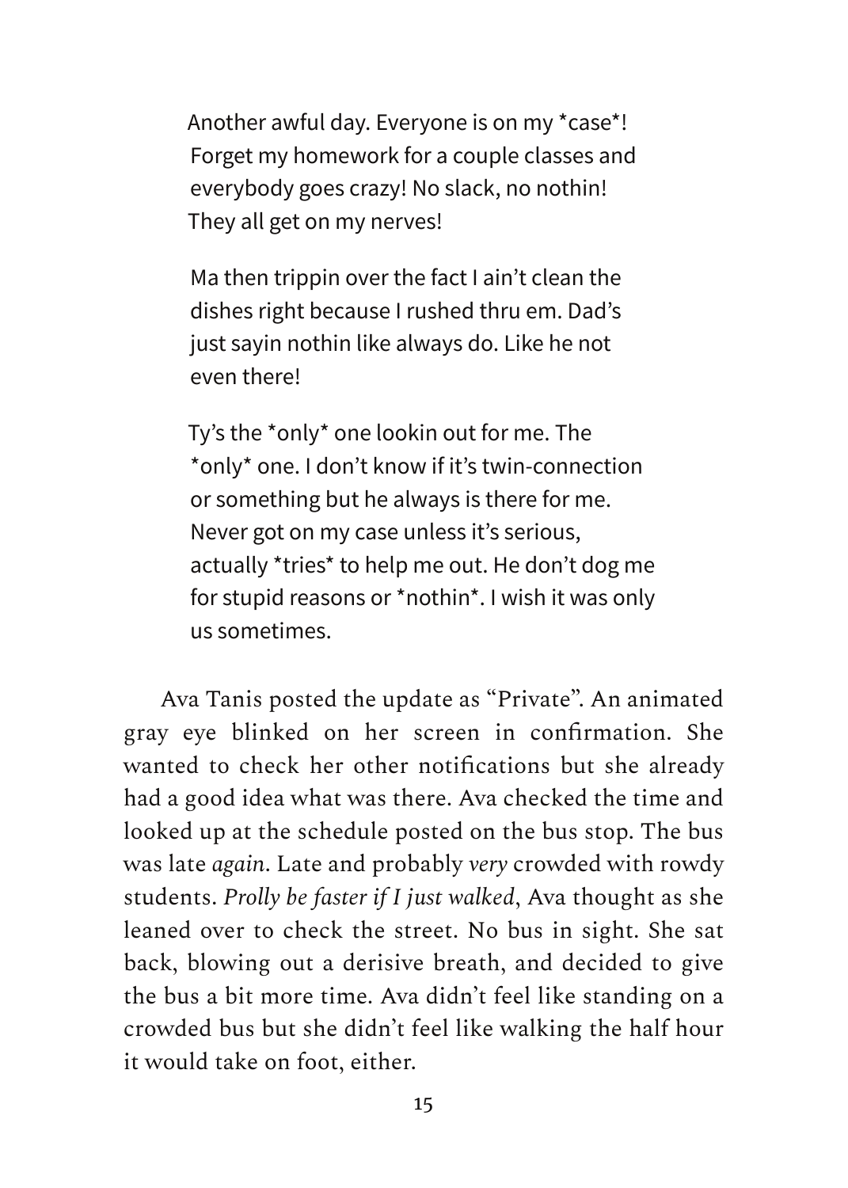Another awful day. Everyone is on my *case*! Forget my homework for a couple classes and everybody goes crazy! No slack, no nothin! They all get on my nerves!

Ma then trippin over the fact I ain't clean the dishes right because I rushed thru em. Dad's just sayin nothin like always do. Like he not even there!

Ty's the *only* one lookin out for me. The *only* one. I don't know if it's twin-connection or something but he always is there for me. Never got on my case unless it's serious, actually *tries* to help me out. He don't dog me for stupid reasons or *nothin*. I wish it was only us sometimes.

Ava Tanis posted the update as "Private". An animated gray eye blinked on her screen in confirmation. She wanted to check her other notifications but she already had a good idea what was there. Ava checked the time and looked up at the schedule posted on the bus stop. The bus was late *again*. Late and probably *very* crowded with rowdy students. *Prolly be faster if I just walked*, Ava thought as she leaned over to check the street. No bus in sight. She sat back, blowing out a derisive breath, and decided to give the bus a bit more time. Ava didn't feel like standing on a crowded bus but she didn't feel like walking the half hour it would take on foot, either.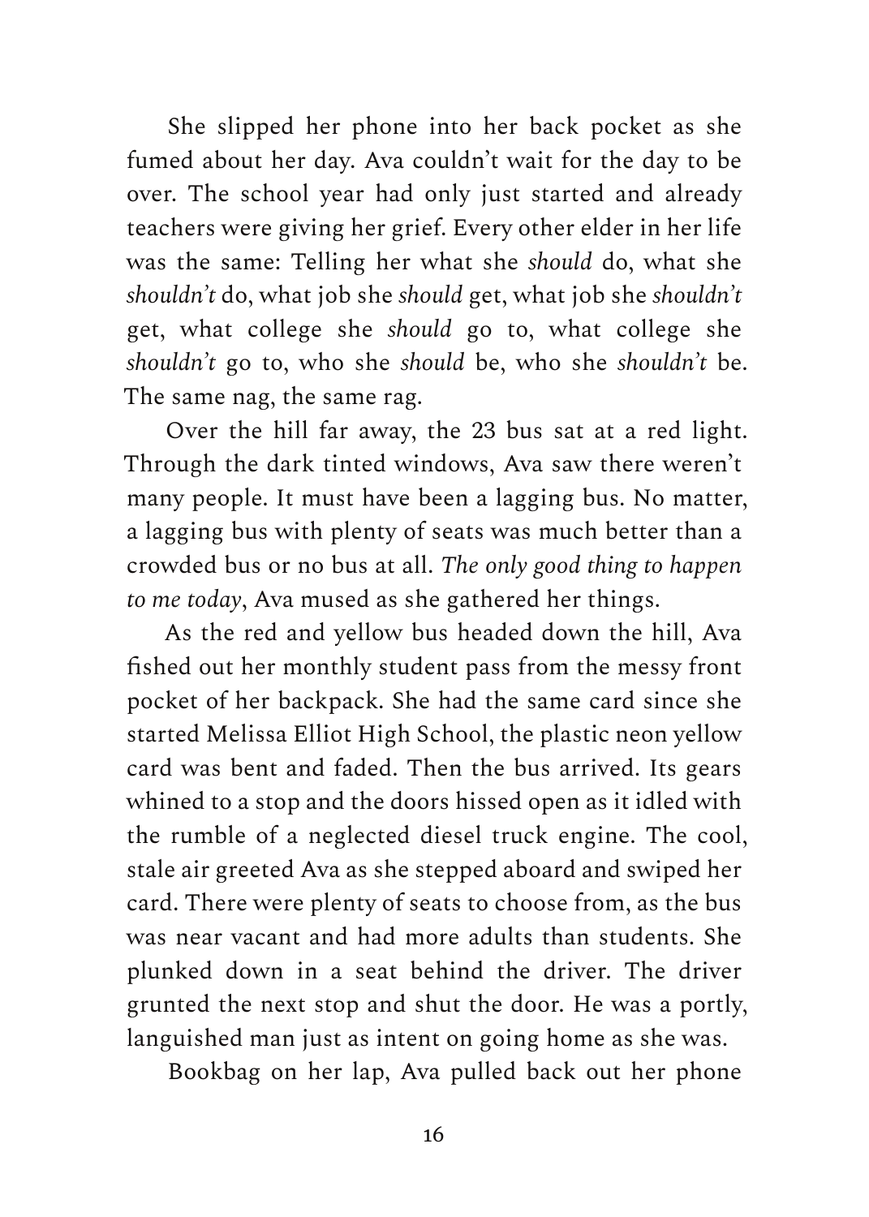She slipped her phone into her back pocket as she fumed about her day. Ava couldn't wait for the day to be over. The school year had only just started and already teachers were giving her grief. Every other elder in her life was the same: Telling her what she *should* do, what she *shouldn't* do, what job she *should* get, what job she *shouldn't* get, what college she *should* go to, what college she *shouldn't* go to, who she *should* be, who she *shouldn't* be. The same nag, the same rag.

Over the hill far away, the 23 bus sat at a red light. Through the dark tinted windows, Ava saw there weren't many people. It must have been a lagging bus. No matter, a lagging bus with plenty of seats was much better than a crowded bus or no bus at all. *The only good thing to happen to me today*, Ava mused as she gathered her things.

As the red and yellow bus headed down the hill, Ava fished out her monthly student pass from the messy front pocket of her backpack. She had the same card since she started Melissa Elliot High School, the plastic neon yellow card was bent and faded. Then the bus arrived. Its gears whined to a stop and the doors hissed open as it idled with the rumble of a neglected diesel truck engine. The cool, stale air greeted Ava as she stepped aboard and swiped her card. There were plenty of seats to choose from, as the bus was near vacant and had more adults than students. She plunked down in a seat behind the driver. The driver grunted the next stop and shut the door. He was a portly, languished man just as intent on going home as she was.

Bookbag on her lap, Ava pulled back out her phone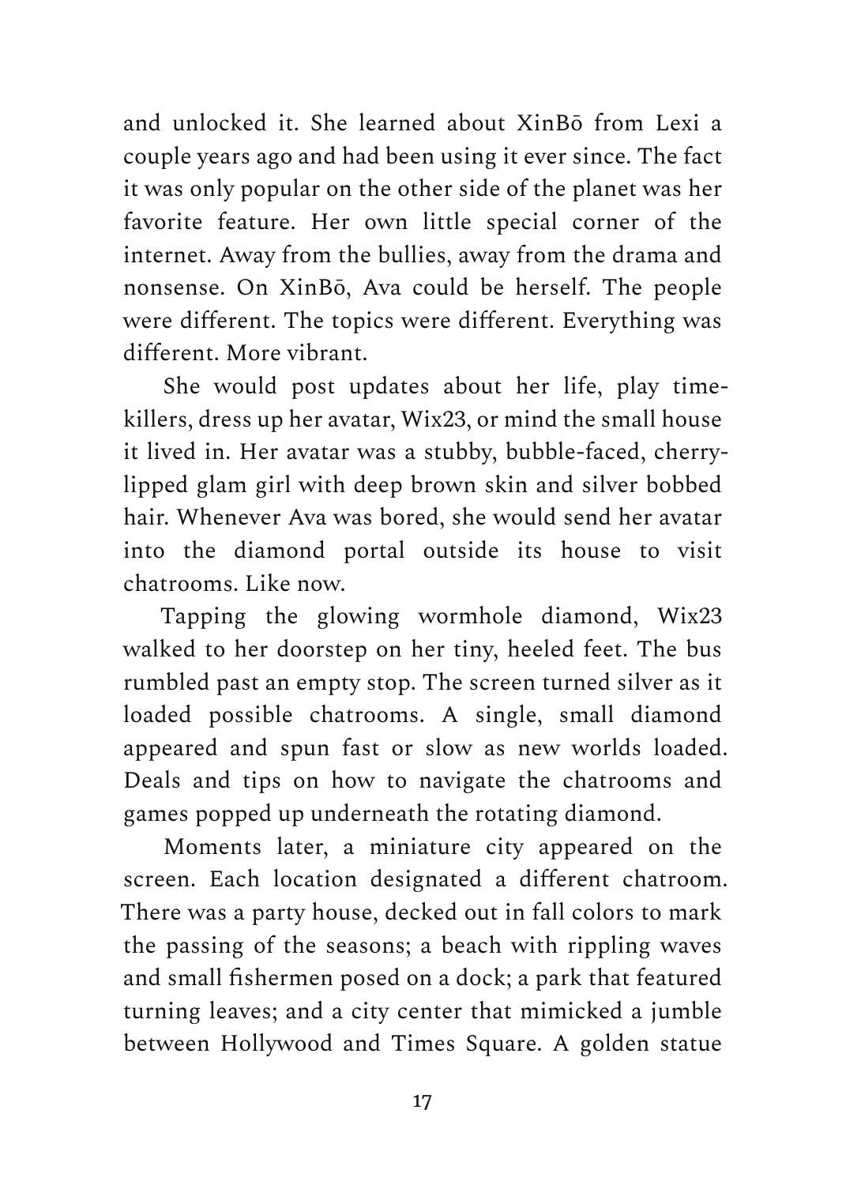and unlocked it. She learned about XinBō from Lexi a couple years ago and had been using it ever since. The fact it was only popular on the other side of the planet was her favorite feature. Her own little special corner of the internet. Away from the bullies, away from the drama and nonsense. On XinBō, Ava could be herself. The people were different. The topics were different. Everything was different. More vibrant.

She would post updates about her life, play time-killers, dress up her avatar, Wix23, or mind the small house it lived in. Her avatar was a stubby, bubble-faced, cherry-lipped glam girl with deep brown skin and silver bobbed hair. Whenever Ava was bored, she would send her avatar into the diamond portal outside its house to visit chatrooms. Like now.

Tapping the glowing wormhole diamond, Wix23 walked to her doorstep on her tiny, heeled feet. The bus rumbled past an empty stop. The screen turned silver as it loaded possible chatrooms. A single, small diamond appeared and spun fast or slow as new worlds loaded. Deals and tips on how to navigate the chatrooms and games popped up underneath the rotating diamond.

Moments later, a miniature city appeared on the screen. Each location designated a different chatroom. There was a party house, decked out in fall colors to mark the passing of the seasons; a beach with rippling waves and small fishermen posed on a dock; a park that featured turning leaves; and a city center that mimicked a jumble between Hollywood and Times Square. A golden statue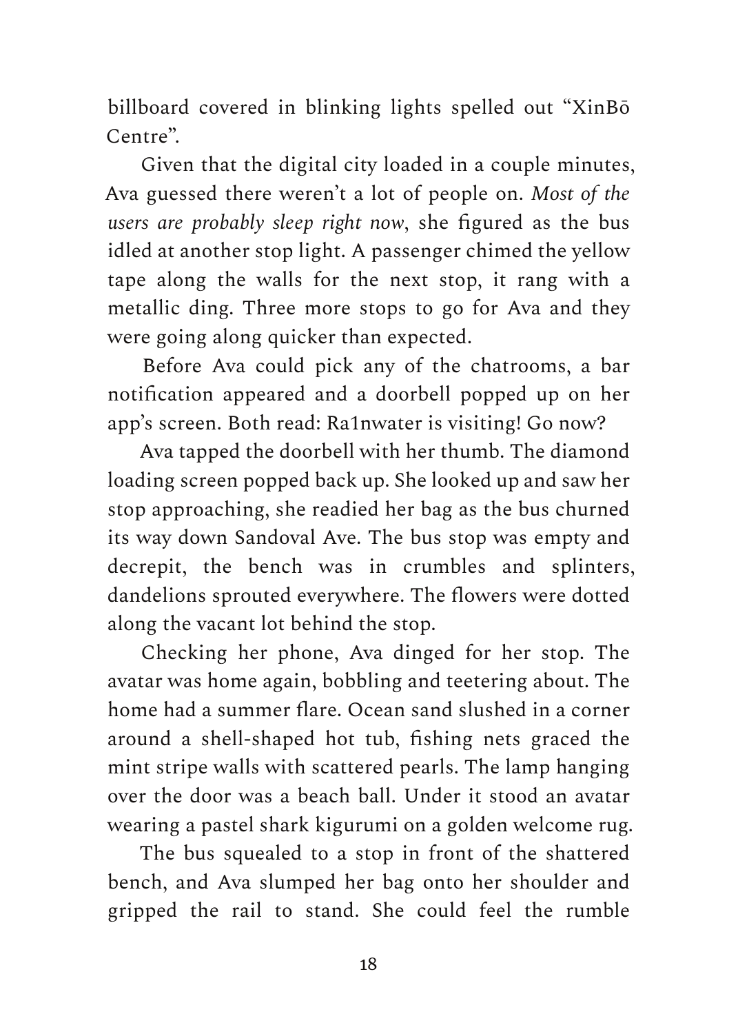billboard covered in blinking lights spelled out "XinBō Centre".

Given that the digital city loaded in a couple minutes, Ava guessed there weren't a lot of people on. *Most of the users are probably sleep right now*, she figured as the bus idled at another stop light. A passenger chimed the yellow tape along the walls for the next stop, it rang with a metallic ding. Three more stops to go for Ava and they were going along quicker than expected.

Before Ava could pick any of the chatrooms, a bar notification appeared and a doorbell popped up on her app's screen. Both read: Ra1nwater is visiting! Go now?

Ava tapped the doorbell with her thumb. The diamond loading screen popped back up. She looked up and saw her stop approaching, she readied her bag as the bus churned its way down Sandoval Ave. The bus stop was empty and decrepit, the bench was in crumbles and splinters, dandelions sprouted everywhere. The flowers were dotted along the vacant lot behind the stop.

Checking her phone, Ava dinged for her stop. The avatar was home again, bobbling and teetering about. The home had a summer flare. Ocean sand slushed in a corner around a shell-shaped hot tub, fishing nets graced the mint stripe walls with scattered pearls. The lamp hanging over the door was a beach ball. Under it stood an avatar wearing a pastel shark kigurumi on a golden welcome rug.

The bus squealed to a stop in front of the shattered bench, and Ava slumped her bag onto her shoulder and gripped the rail to stand. She could feel the rumble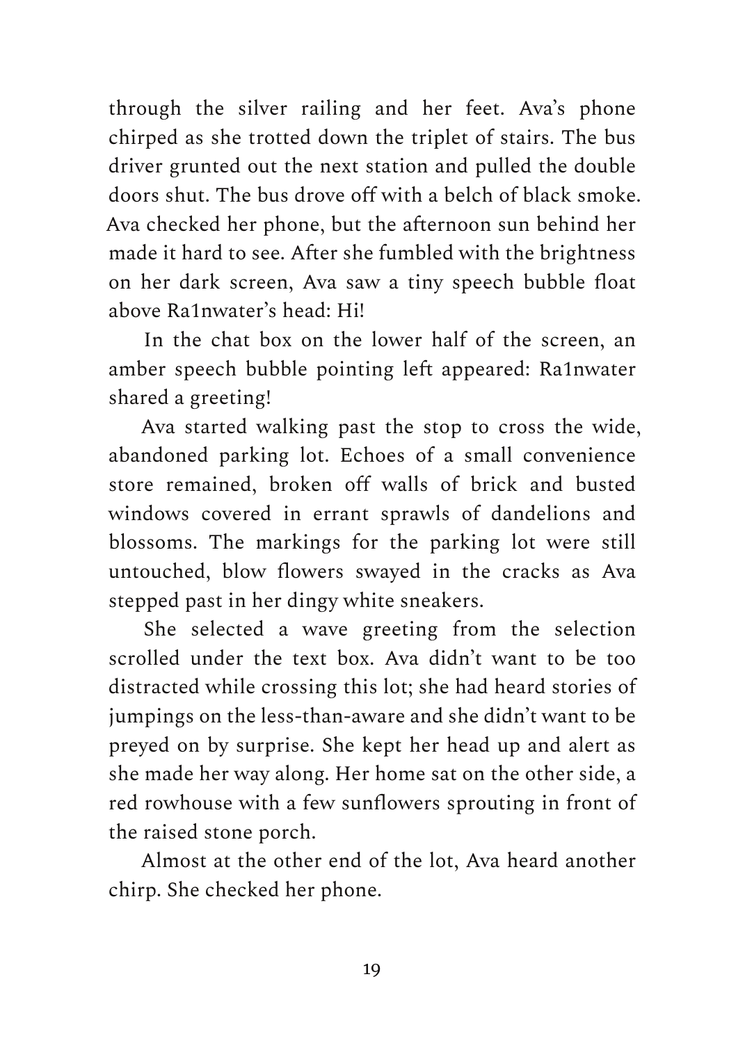through the silver railing and her feet. Ava's phone chirped as she trotted down the triplet of stairs. The bus driver grunted out the next station and pulled the double doors shut. The bus drove off with a belch of black smoke. Ava checked her phone, but the afternoon sun behind her made it hard to see. After she fumbled with the brightness on her dark screen, Ava saw a tiny speech bubble float above Ra1nwater's head: Hi!

In the chat box on the lower half of the screen, an amber speech bubble pointing left appeared: Ra1nwater shared a greeting!

Ava started walking past the stop to cross the wide, abandoned parking lot. Echoes of a small convenience store remained, broken off walls of brick and busted windows covered in errant sprawls of dandelions and blossoms. The markings for the parking lot were still untouched, blow flowers swayed in the cracks as Ava stepped past in her dingy white sneakers.

She selected a wave greeting from the selection scrolled under the text box. Ava didn't want to be too distracted while crossing this lot; she had heard stories of jumpings on the less-than-aware and she didn't want to be preyed on by surprise. She kept her head up and alert as she made her way along. Her home sat on the other side, a red rowhouse with a few sunflowers sprouting in front of the raised stone porch.

Almost at the other end of the lot, Ava heard another chirp. She checked her phone.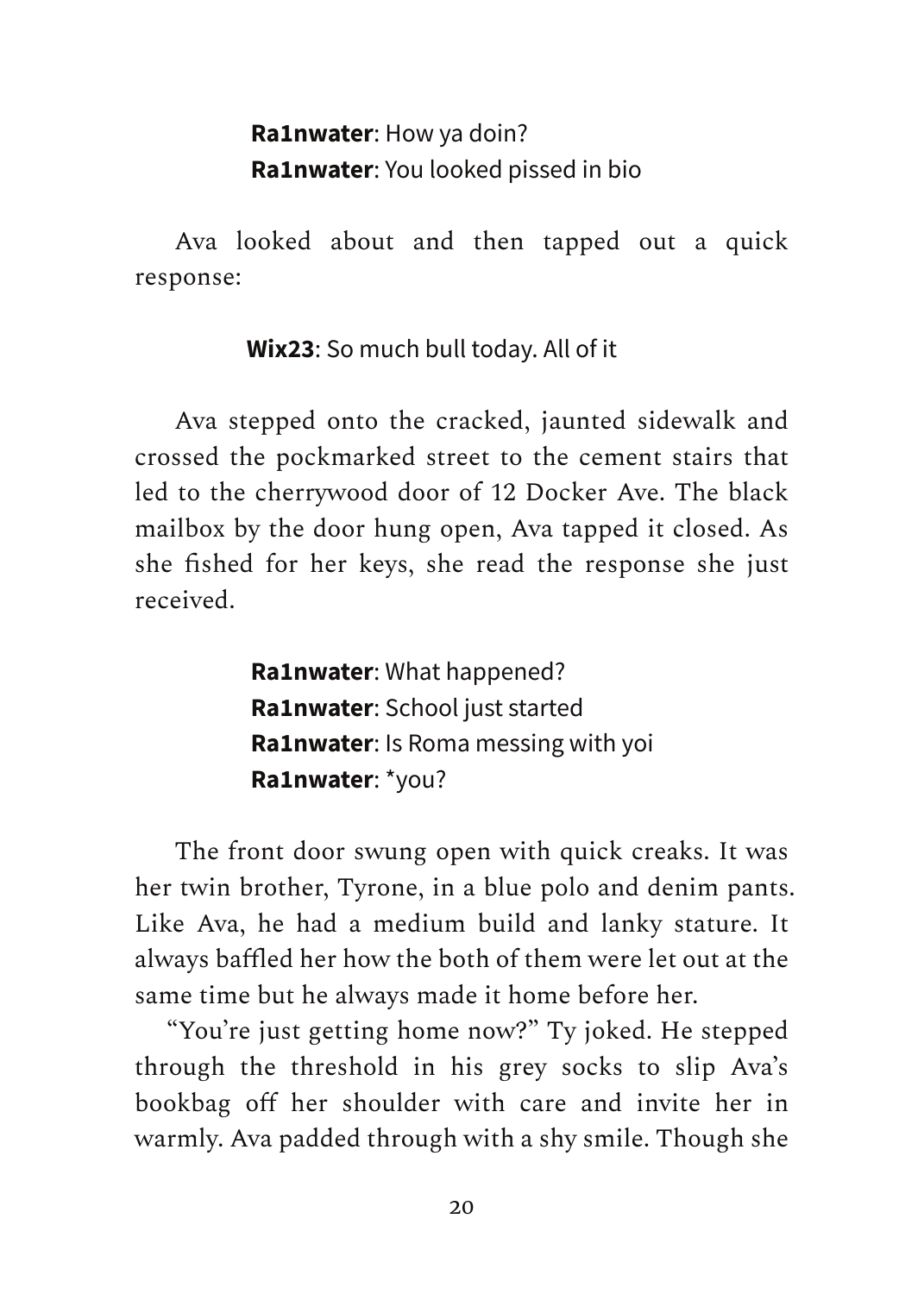**Ra1nwater**: How ya doin?
**Ra1nwater**: You looked pissed in bio

Ava looked about and then tapped out a quick response:

**Wix23**: So much bull today. All of it

Ava stepped onto the cracked, jaunted sidewalk and crossed the pockmarked street to the cement stairs that led to the cherrywood door of 12 Docker Ave. The black mailbox by the door hung open, Ava tapped it closed. As she fished for her keys, she read the response she just received.

**Ra1nwater**: What happened?
**Ra1nwater**: School just started
**Ra1nwater**: Is Roma messing with yoi
**Ra1nwater**: *you?

The front door swung open with quick creaks. It was her twin brother, Tyrone, in a blue polo and denim pants. Like Ava, he had a medium build and lanky stature. It always baffled her how the both of them were let out at the same time but he always made it home before her.

"You're just getting home now?" Ty joked. He stepped through the threshold in his grey socks to slip Ava's bookbag off her shoulder with care and invite her in warmly. Ava padded through with a shy smile. Though she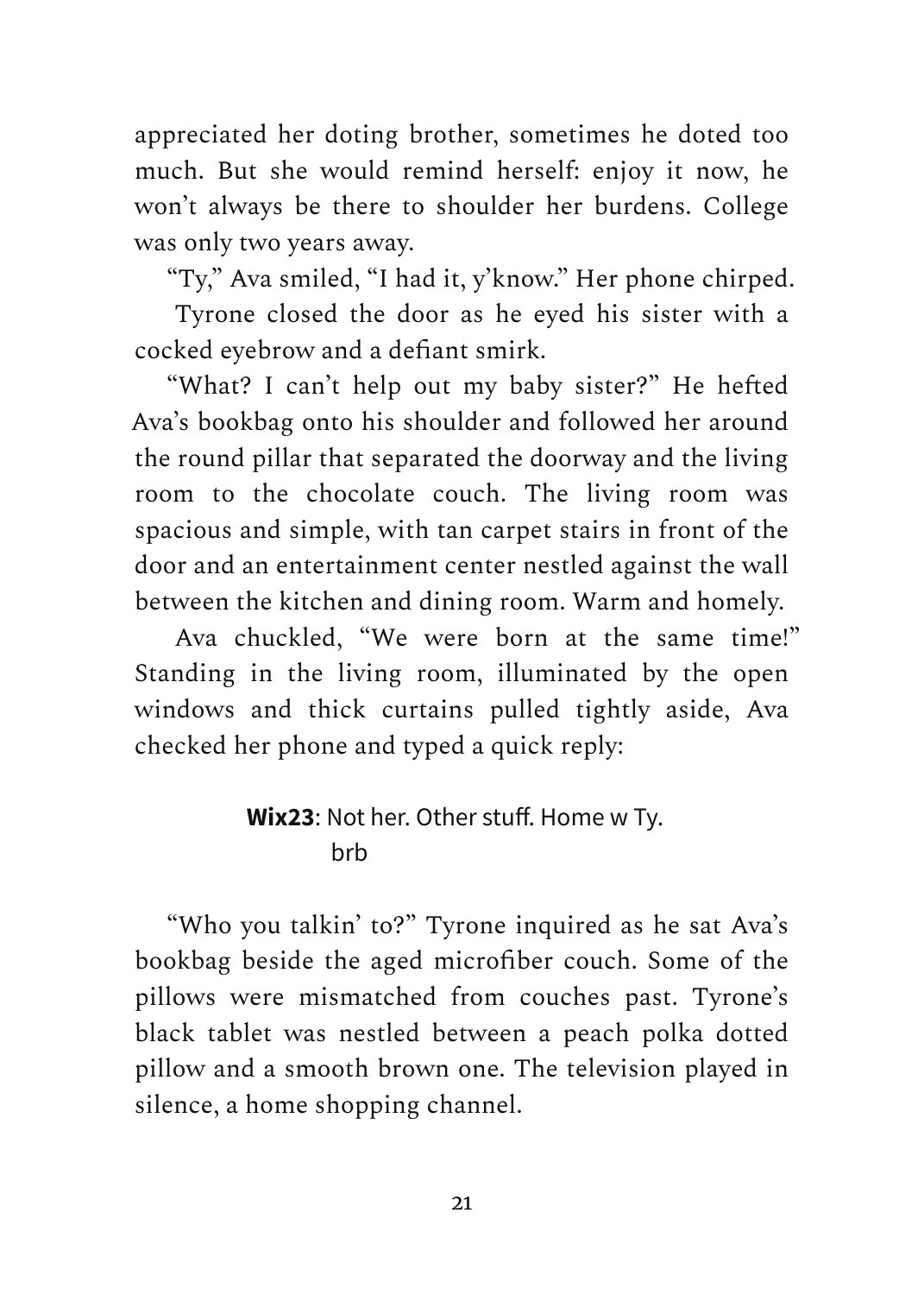appreciated her doting brother, sometimes he doted too much. But she would remind herself: enjoy it now, he won't always be there to shoulder her burdens. College was only two years away.

"Ty," Ava smiled, "I had it, y'know." Her phone chirped.

Tyrone closed the door as he eyed his sister with a cocked eyebrow and a defiant smirk.

"What? I can't help out my baby sister?" He hefted Ava's bookbag onto his shoulder and followed her around the round pillar that separated the doorway and the living room to the chocolate couch. The living room was spacious and simple, with tan carpet stairs in front of the door and an entertainment center nestled against the wall between the kitchen and dining room. Warm and homely.

Ava chuckled, "We were born at the same time!" Standing in the living room, illuminated by the open windows and thick curtains pulled tightly aside, Ava checked her phone and typed a quick reply:

> **Wix23**: Not her. Other stuff. Home w Ty. brb

"Who you talkin' to?" Tyrone inquired as he sat Ava's bookbag beside the aged microfiber couch. Some of the pillows were mismatched from couches past. Tyrone's black tablet was nestled between a peach polka dotted pillow and a smooth brown one. The television played in silence, a home shopping channel.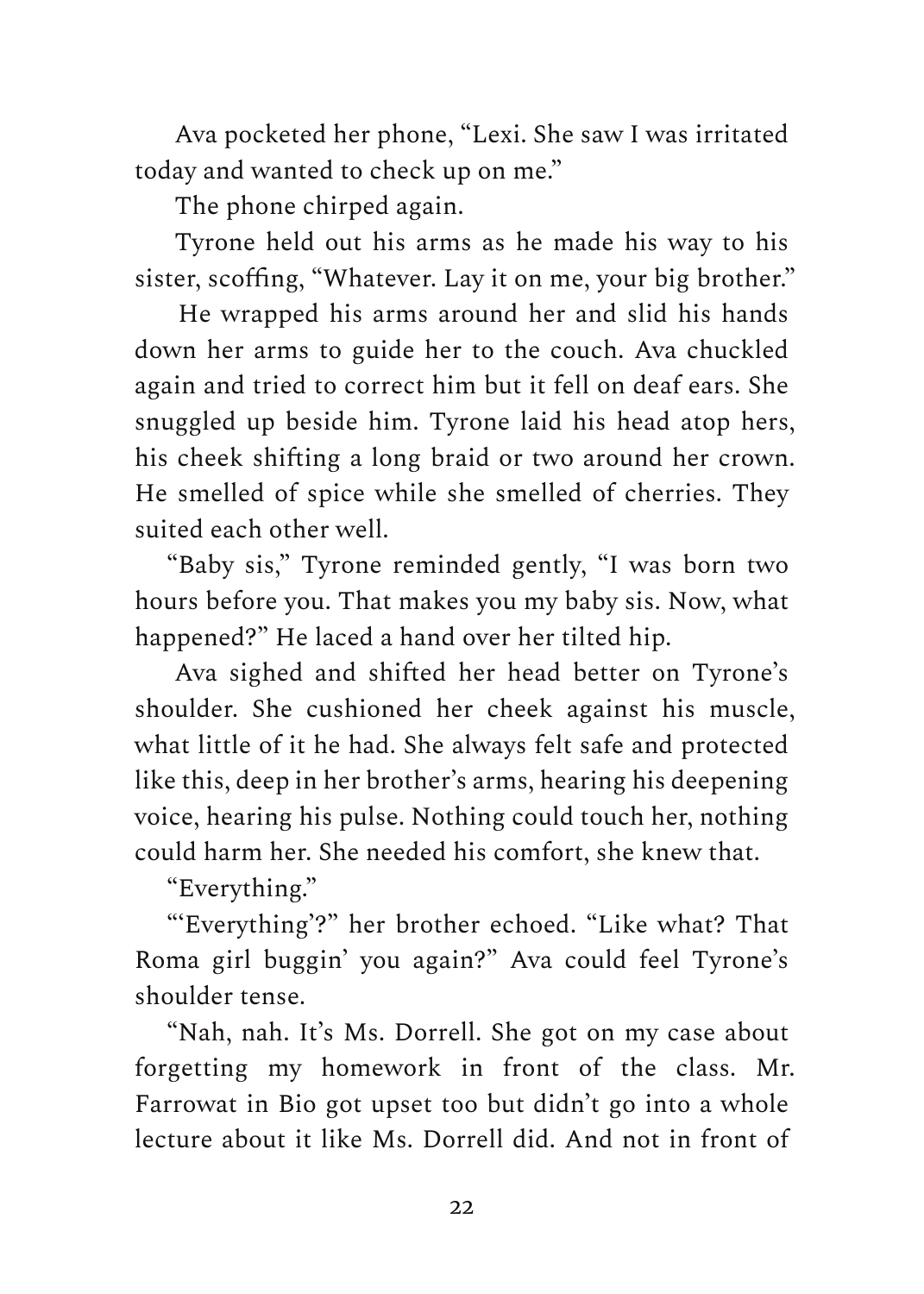Ava pocketed her phone, "Lexi. She saw I was irritated today and wanted to check up on me."

The phone chirped again.

Tyrone held out his arms as he made his way to his sister, scoffing, "Whatever. Lay it on me, your big brother."

He wrapped his arms around her and slid his hands down her arms to guide her to the couch. Ava chuckled again and tried to correct him but it fell on deaf ears. She snuggled up beside him. Tyrone laid his head atop hers, his cheek shifting a long braid or two around her crown. He smelled of spice while she smelled of cherries. They suited each other well.

"Baby sis," Tyrone reminded gently, "I was born two hours before you. That makes you my baby sis. Now, what happened?" He laced a hand over her tilted hip.

Ava sighed and shifted her head better on Tyrone's shoulder. She cushioned her cheek against his muscle, what little of it he had. She always felt safe and protected like this, deep in her brother's arms, hearing his deepening voice, hearing his pulse. Nothing could touch her, nothing could harm her. She needed his comfort, she knew that.

"Everything."

"'Everything'?" her brother echoed. "Like what? That Roma girl buggin' you again?" Ava could feel Tyrone's shoulder tense.

"Nah, nah. It's Ms. Dorrell. She got on my case about forgetting my homework in front of the class. Mr. Farrowat in Bio got upset too but didn't go into a whole lecture about it like Ms. Dorrell did. And not in front of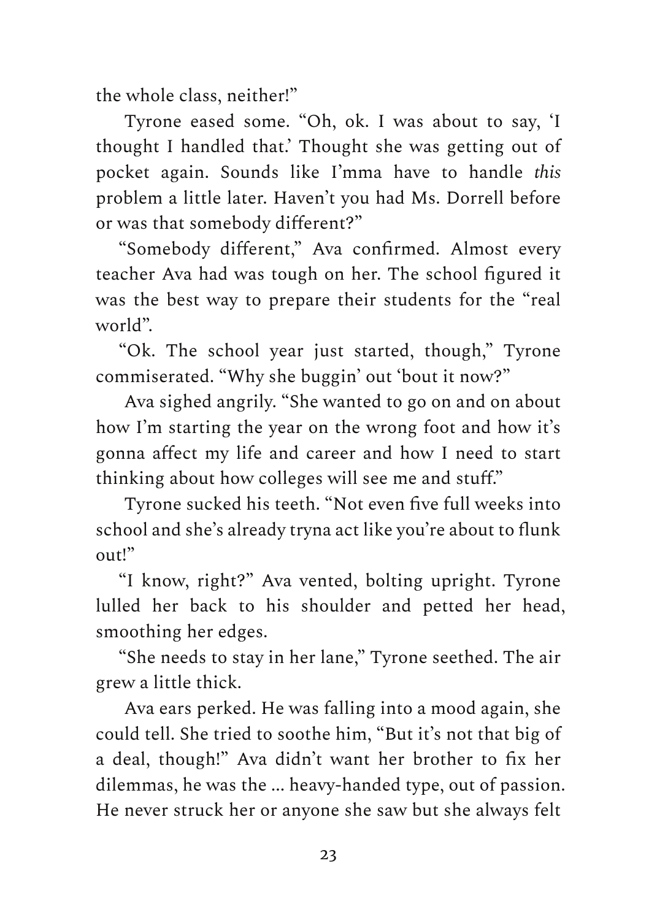the whole class, neither!"

Tyrone eased some. "Oh, ok. I was about to say, 'I thought I handled that.' Thought she was getting out of pocket again. Sounds like I'mma have to handle *this* problem a little later. Haven't you had Ms. Dorrell before or was that somebody different?"

"Somebody different," Ava confirmed. Almost every teacher Ava had was tough on her. The school figured it was the best way to prepare their students for the "real world".

"Ok. The school year just started, though," Tyrone commiserated. "Why she buggin' out 'bout it now?"

Ava sighed angrily. "She wanted to go on and on about how I'm starting the year on the wrong foot and how it's gonna affect my life and career and how I need to start thinking about how colleges will see me and stuff."

Tyrone sucked his teeth. "Not even five full weeks into school and she's already tryna act like you're about to flunk out!"

"I know, right?" Ava vented, bolting upright. Tyrone lulled her back to his shoulder and petted her head, smoothing her edges.

"She needs to stay in her lane," Tyrone seethed. The air grew a little thick.

Ava ears perked. He was falling into a mood again, she could tell. She tried to soothe him, "But it's not that big of a deal, though!" Ava didn't want her brother to fix her dilemmas, he was the ... heavy-handed type, out of passion. He never struck her or anyone she saw but she always felt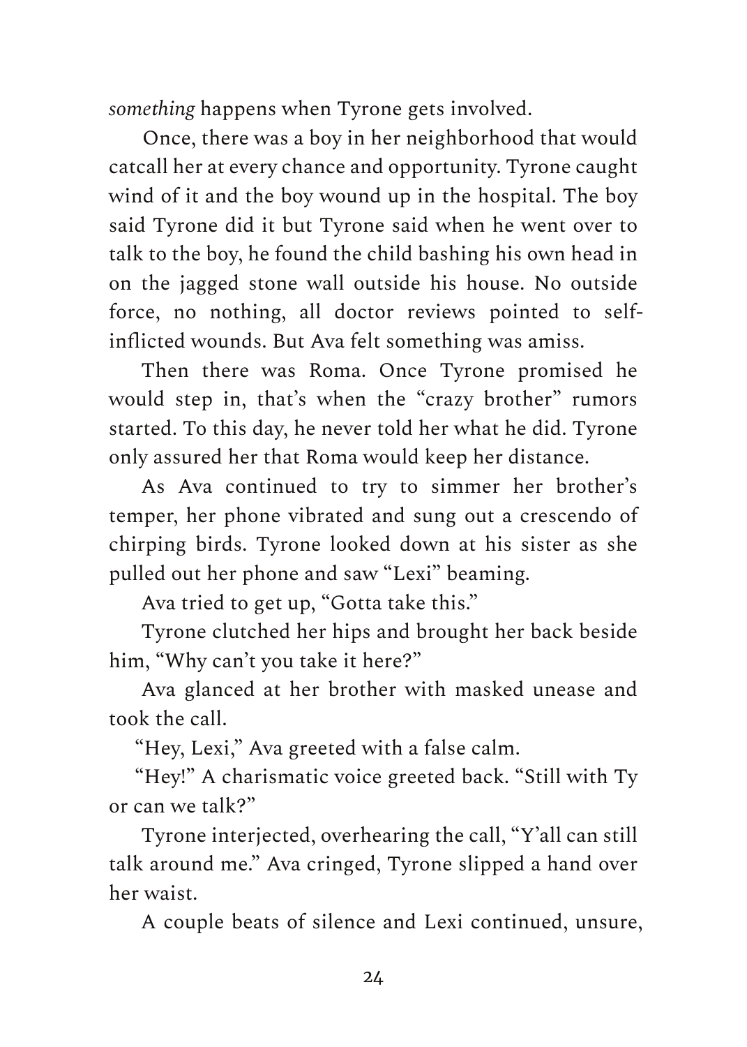*something* happens when Tyrone gets involved.

Once, there was a boy in her neighborhood that would catcall her at every chance and opportunity. Tyrone caught wind of it and the boy wound up in the hospital. The boy said Tyrone did it but Tyrone said when he went over to talk to the boy, he found the child bashing his own head in on the jagged stone wall outside his house. No outside force, no nothing, all doctor reviews pointed to self-inflicted wounds. But Ava felt something was amiss.

Then there was Roma. Once Tyrone promised he would step in, that's when the "crazy brother" rumors started. To this day, he never told her what he did. Tyrone only assured her that Roma would keep her distance.

As Ava continued to try to simmer her brother's temper, her phone vibrated and sung out a crescendo of chirping birds. Tyrone looked down at his sister as she pulled out her phone and saw "Lexi" beaming.

Ava tried to get up, "Gotta take this."

Tyrone clutched her hips and brought her back beside him, "Why can't you take it here?"

Ava glanced at her brother with masked unease and took the call.

"Hey, Lexi," Ava greeted with a false calm.

"Hey!" A charismatic voice greeted back. "Still with Ty or can we talk?"

Tyrone interjected, overhearing the call, "Y'all can still talk around me." Ava cringed, Tyrone slipped a hand over her waist.

A couple beats of silence and Lexi continued, unsure,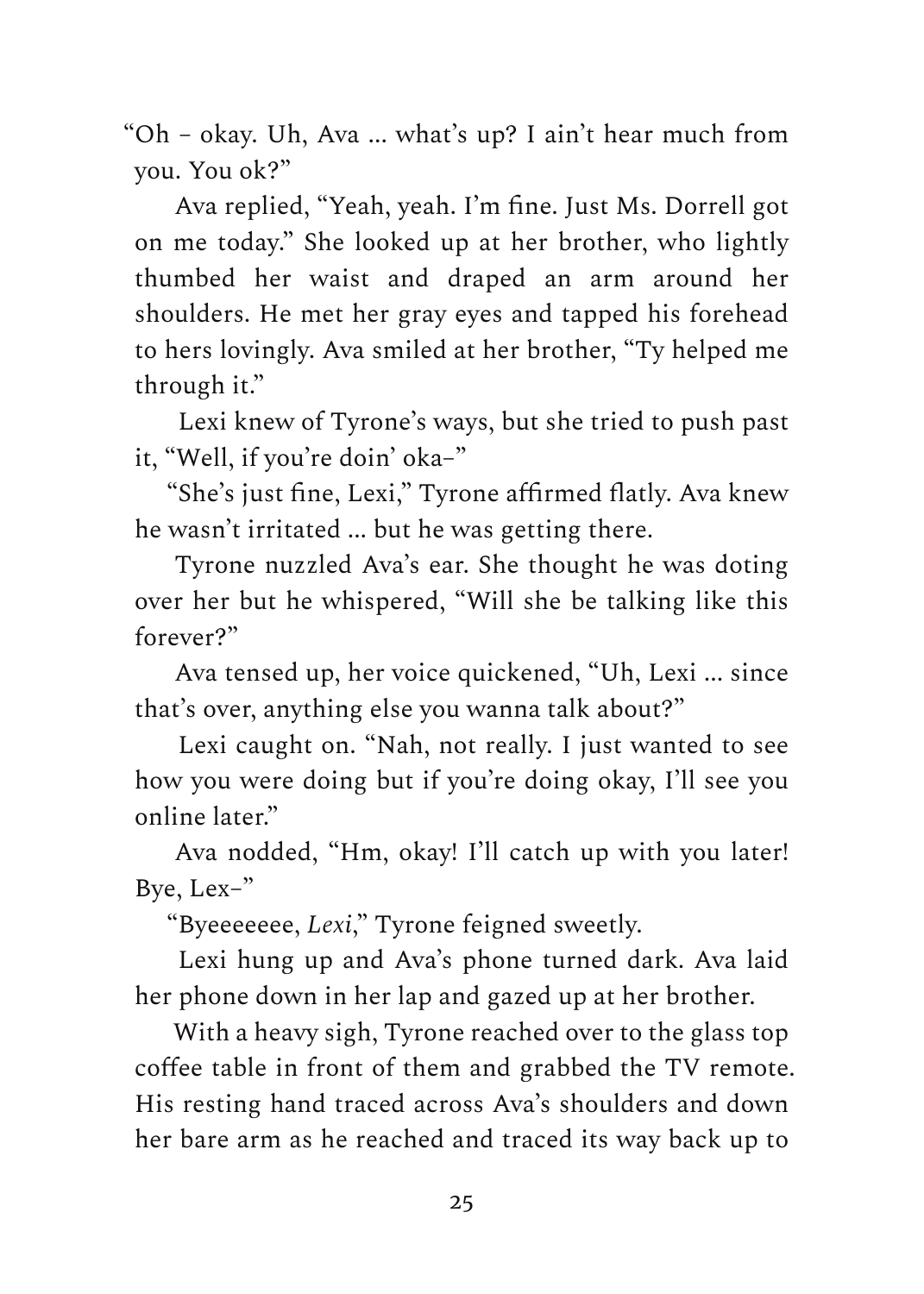"Oh – okay. Uh, Ava … what's up? I ain't hear much from you. You ok?"

Ava replied, "Yeah, yeah. I'm fine. Just Ms. Dorrell got on me today." She looked up at her brother, who lightly thumbed her waist and draped an arm around her shoulders. He met her gray eyes and tapped his forehead to hers lovingly. Ava smiled at her brother, "Ty helped me through it."

Lexi knew of Tyrone's ways, but she tried to push past it, "Well, if you're doin' oka–"

"She's just fine, Lexi," Tyrone affirmed flatly. Ava knew he wasn't irritated … but he was getting there.

Tyrone nuzzled Ava's ear. She thought he was doting over her but he whispered, "Will she be talking like this forever?"

Ava tensed up, her voice quickened, "Uh, Lexi … since that's over, anything else you wanna talk about?"

Lexi caught on. "Nah, not really. I just wanted to see how you were doing but if you're doing okay, I'll see you online later."

Ava nodded, "Hm, okay! I'll catch up with you later! Bye, Lex–"

"Byeeeeeee, *Lexi*," Tyrone feigned sweetly.

Lexi hung up and Ava's phone turned dark. Ava laid her phone down in her lap and gazed up at her brother.

With a heavy sigh, Tyrone reached over to the glass top coffee table in front of them and grabbed the TV remote. His resting hand traced across Ava's shoulders and down her bare arm as he reached and traced its way back up to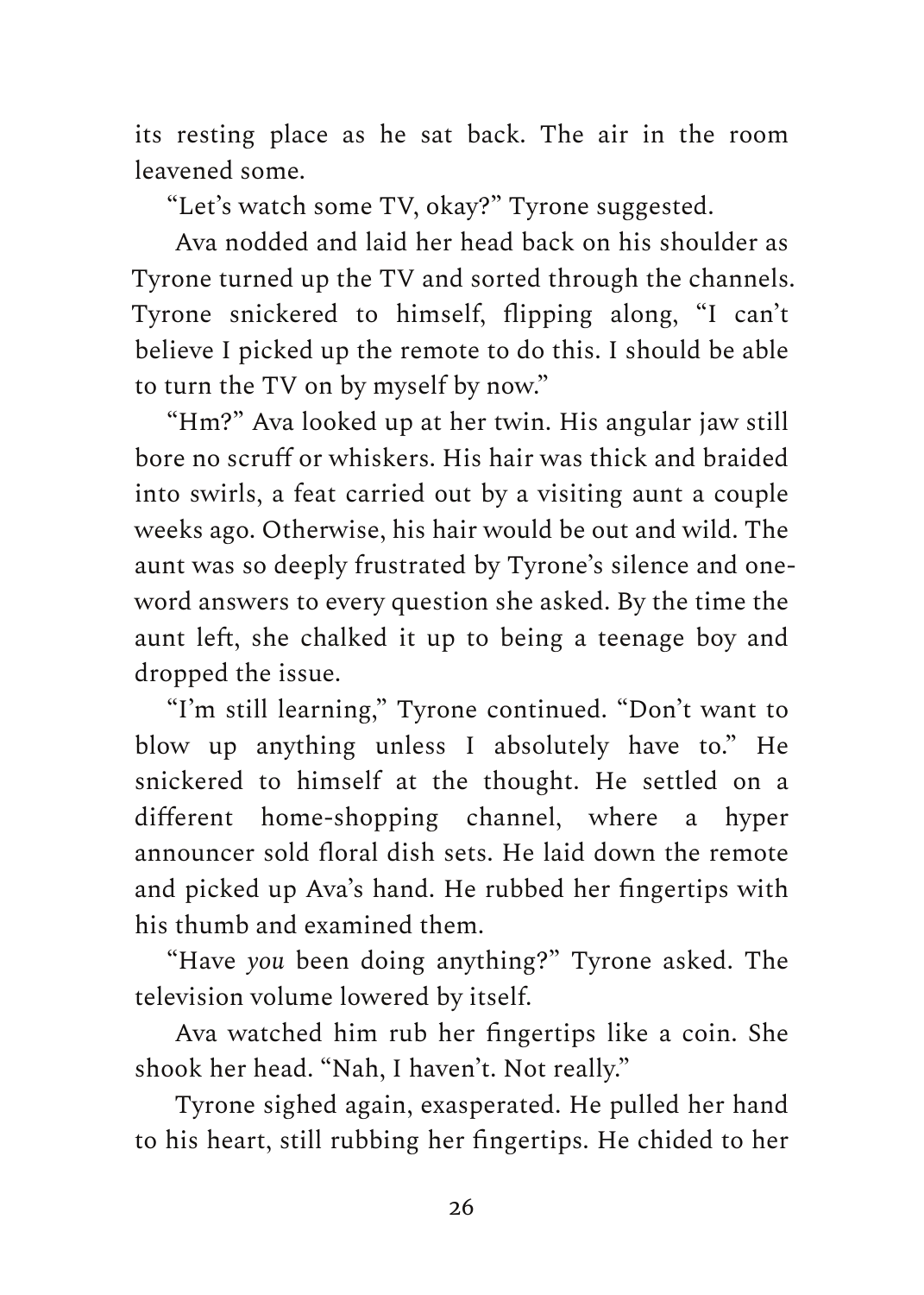its resting place as he sat back. The air in the room leavened some.

"Let's watch some TV, okay?" Tyrone suggested.

Ava nodded and laid her head back on his shoulder as Tyrone turned up the TV and sorted through the channels. Tyrone snickered to himself, flipping along, "I can't believe I picked up the remote to do this. I should be able to turn the TV on by myself by now."

"Hm?" Ava looked up at her twin. His angular jaw still bore no scruff or whiskers. His hair was thick and braided into swirls, a feat carried out by a visiting aunt a couple weeks ago. Otherwise, his hair would be out and wild. The aunt was so deeply frustrated by Tyrone's silence and one-word answers to every question she asked. By the time the aunt left, she chalked it up to being a teenage boy and dropped the issue.

"I'm still learning," Tyrone continued. "Don't want to blow up anything unless I absolutely have to." He snickered to himself at the thought. He settled on a different home-shopping channel, where a hyper announcer sold floral dish sets. He laid down the remote and picked up Ava's hand. He rubbed her fingertips with his thumb and examined them.

"Have *you* been doing anything?" Tyrone asked. The television volume lowered by itself.

Ava watched him rub her fingertips like a coin. She shook her head. "Nah, I haven't. Not really."

Tyrone sighed again, exasperated. He pulled her hand to his heart, still rubbing her fingertips. He chided to her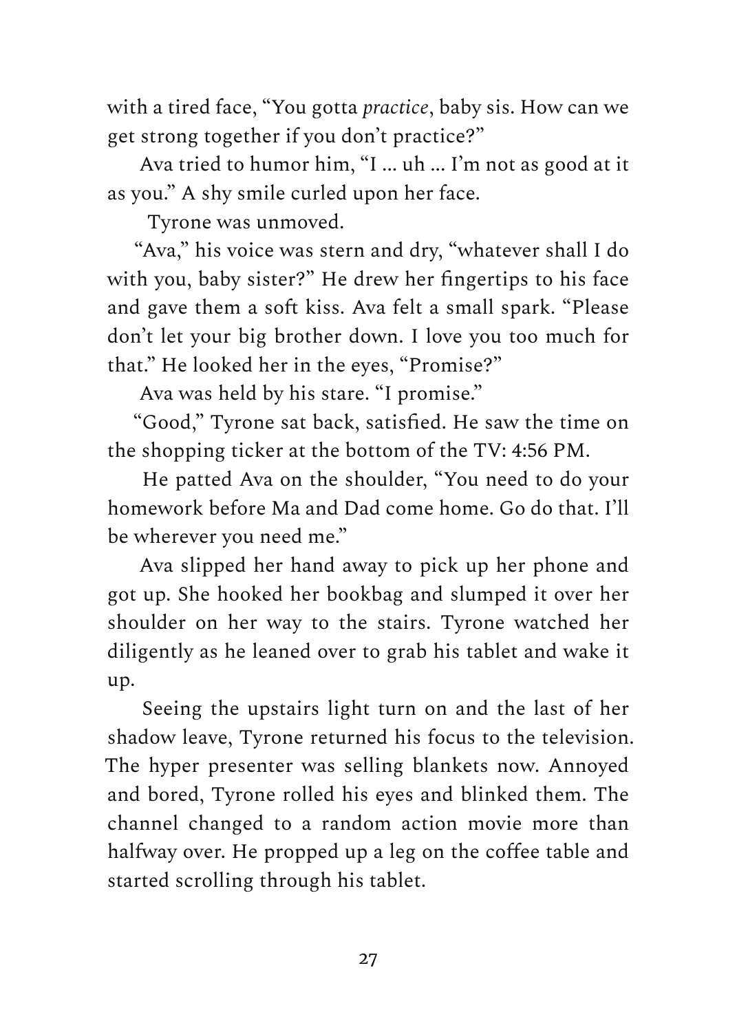with a tired face, "You gotta *practice*, baby sis. How can we get strong together if you don't practice?"

Ava tried to humor him, "I ... uh ... I'm not as good at it as you." A shy smile curled upon her face.

Tyrone was unmoved.

"Ava," his voice was stern and dry, "whatever shall I do with you, baby sister?" He drew her fingertips to his face and gave them a soft kiss. Ava felt a small spark. "Please don't let your big brother down. I love you too much for that." He looked her in the eyes, "Promise?"

Ava was held by his stare. "I promise."

"Good," Tyrone sat back, satisfied. He saw the time on the shopping ticker at the bottom of the TV: 4:56 PM.

He patted Ava on the shoulder, "You need to do your homework before Ma and Dad come home. Go do that. I'll be wherever you need me."

Ava slipped her hand away to pick up her phone and got up. She hooked her bookbag and slumped it over her shoulder on her way to the stairs. Tyrone watched her diligently as he leaned over to grab his tablet and wake it up.

Seeing the upstairs light turn on and the last of her shadow leave, Tyrone returned his focus to the television. The hyper presenter was selling blankets now. Annoyed and bored, Tyrone rolled his eyes and blinked them. The channel changed to a random action movie more than halfway over. He propped up a leg on the coffee table and started scrolling through his tablet.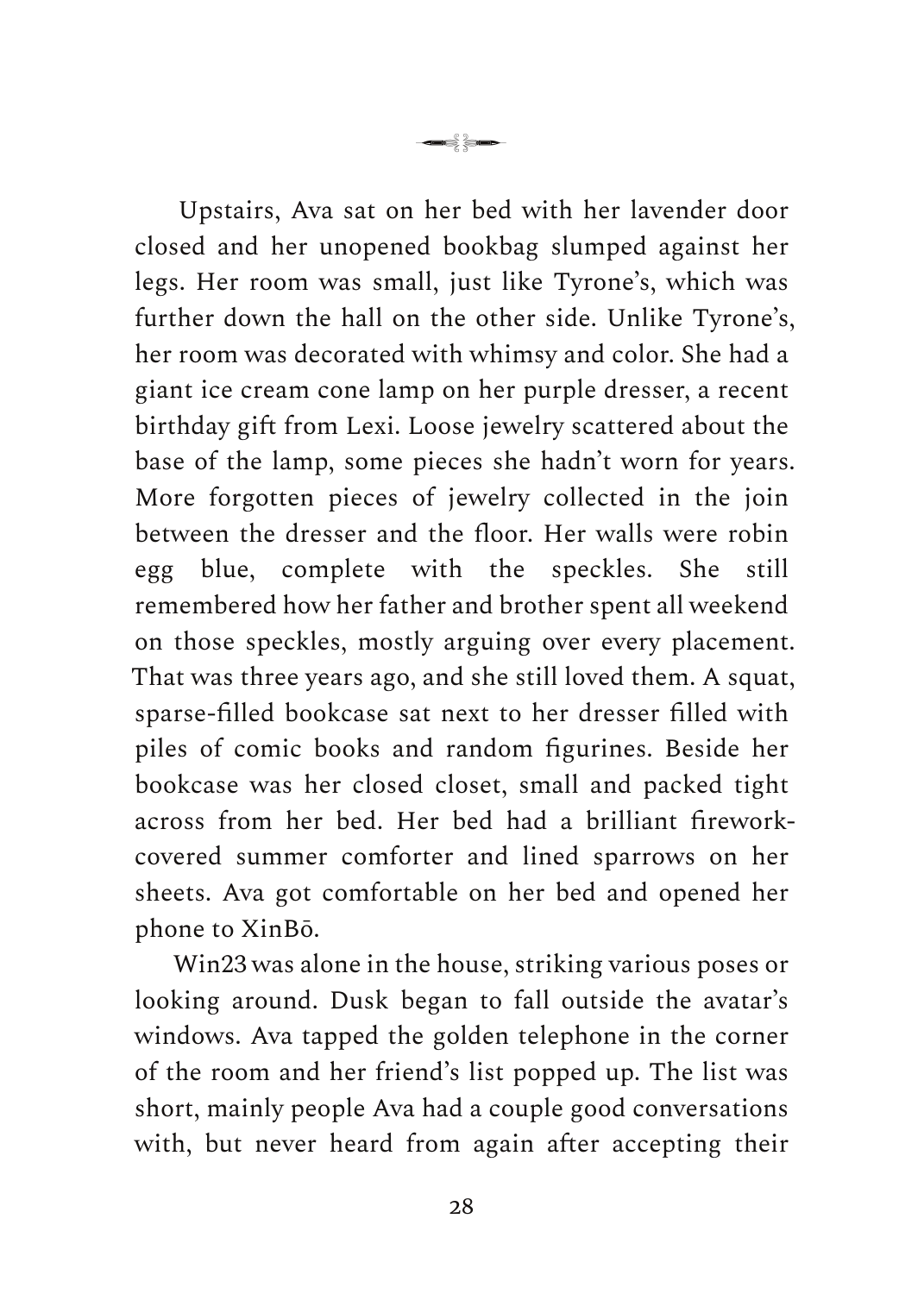Upstairs, Ava sat on her bed with her lavender door closed and her unopened bookbag slumped against her legs. Her room was small, just like Tyrone's, which was further down the hall on the other side. Unlike Tyrone's, her room was decorated with whimsy and color. She had a giant ice cream cone lamp on her purple dresser, a recent birthday gift from Lexi. Loose jewelry scattered about the base of the lamp, some pieces she hadn't worn for years. More forgotten pieces of jewelry collected in the join between the dresser and the floor. Her walls were robin egg blue, complete with the speckles. She still remembered how her father and brother spent all weekend on those speckles, mostly arguing over every placement. That was three years ago, and she still loved them. A squat, sparse-filled bookcase sat next to her dresser filled with piles of comic books and random figurines. Beside her bookcase was her closed closet, small and packed tight across from her bed. Her bed had a brilliant firework-covered summer comforter and lined sparrows on her sheets. Ava got comfortable on her bed and opened her phone to XinBō.

Win23 was alone in the house, striking various poses or looking around. Dusk began to fall outside the avatar's windows. Ava tapped the golden telephone in the corner of the room and her friend's list popped up. The list was short, mainly people Ava had a couple good conversations with, but never heard from again after accepting their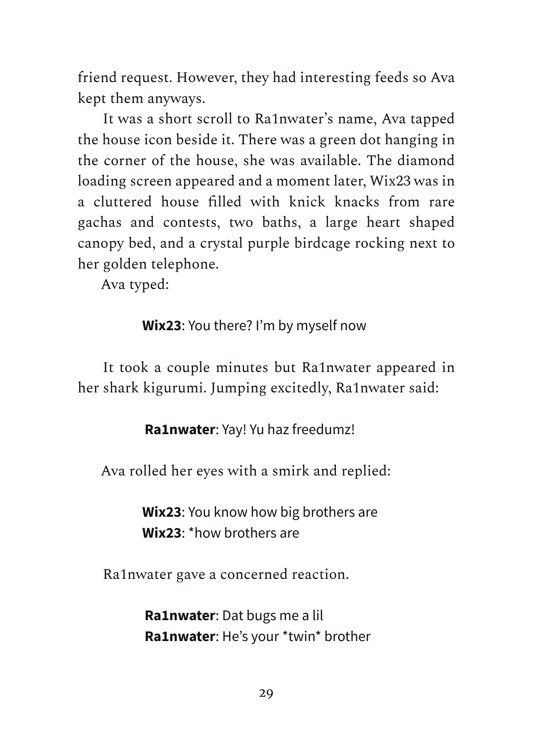friend request. However, they had interesting feeds so Ava kept them anyways.

It was a short scroll to Ra1nwater's name, Ava tapped the house icon beside it. There was a green dot hanging in the corner of the house, she was available. The diamond loading screen appeared and a moment later, Wix23 was in a cluttered house filled with knick knacks from rare gachas and contests, two baths, a large heart shaped canopy bed, and a crystal purple birdcage rocking next to her golden telephone.

Ava typed:

**Wix23**: You there? I'm by myself now

It took a couple minutes but Ra1nwater appeared in her shark kigurumi. Jumping excitedly, Ra1nwater said:

**Ra1nwater**: Yay! Yu haz freedumz!

Ava rolled her eyes with a smirk and replied:

**Wix23**: You know how big brothers are
**Wix23**: *how brothers are

Ra1nwater gave a concerned reaction.

**Ra1nwater**: Dat bugs me a lil
**Ra1nwater**: He's your *twin* brother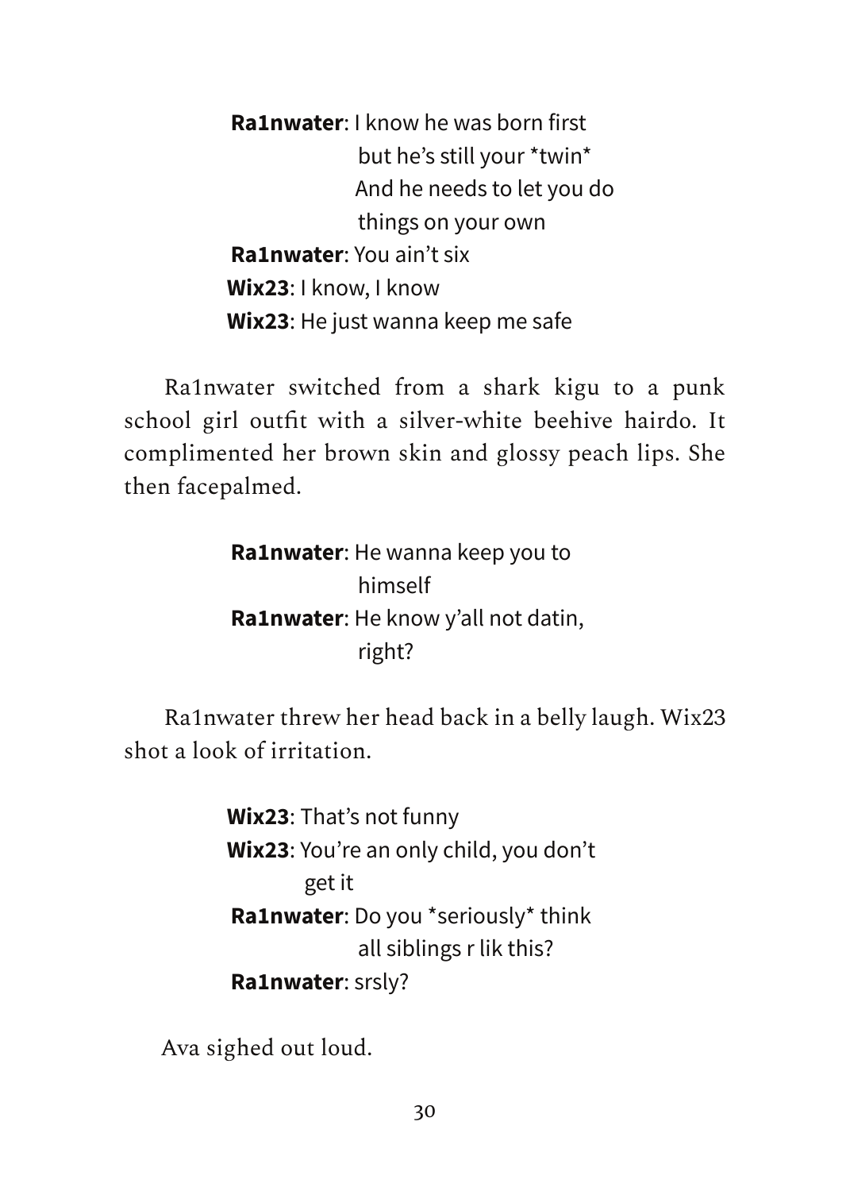**Ra1nwater**: I know he was born first but he's still your *twin* And he needs to let you do things on your own

**Ra1nwater**: You ain't six

**Wix23**: I know, I know

**Wix23**: He just wanna keep me safe

Ra1nwater switched from a shark kigu to a punk school girl outfit with a silver-white beehive hairdo. It complimented her brown skin and glossy peach lips. She then facepalmed.

**Ra1nwater**: He wanna keep you to himself

**Ra1nwater**: He know y'all not datin, right?

Ra1nwater threw her head back in a belly laugh. Wix23 shot a look of irritation.

**Wix23**: That's not funny

**Wix23**: You're an only child, you don't get it

**Ra1nwater**: Do you *seriously* think all siblings r lik this?

**Ra1nwater**: srsly?

Ava sighed out loud.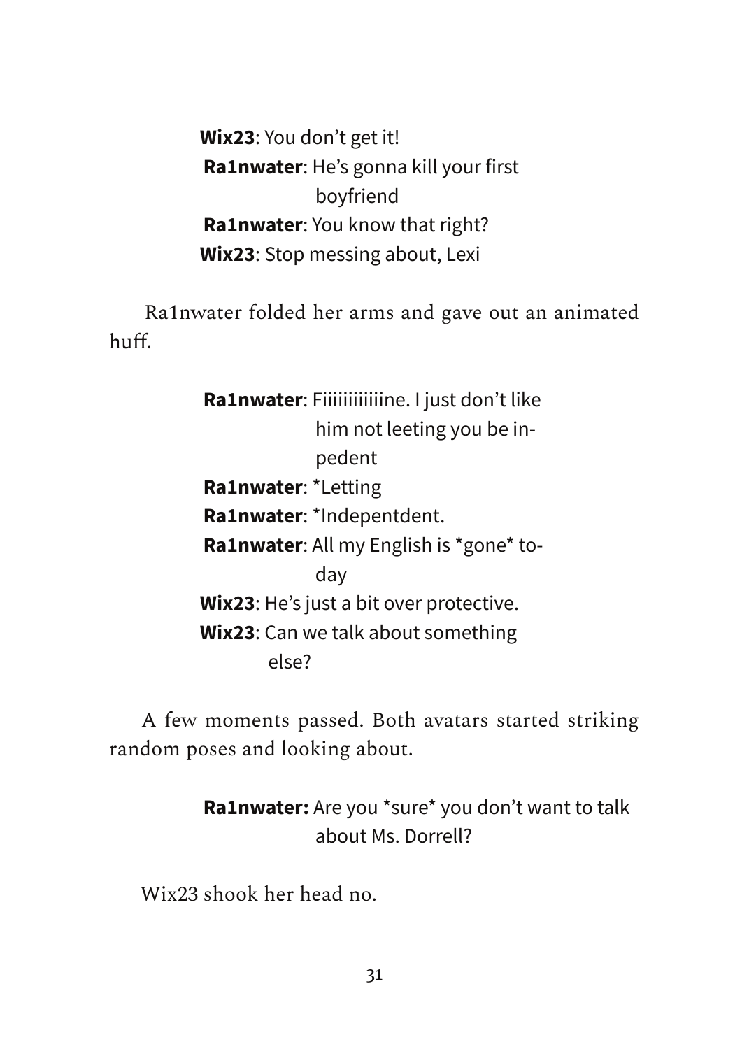**Wix23**: You don't get it!
**Ra1nwater**: He's gonna kill your first boyfriend
**Ra1nwater**: You know that right?
**Wix23**: Stop messing about, Lexi

Ra1nwater folded her arms and gave out an animated huff.

**Ra1nwater**: Fiiiiiiiiiiiine. I just don't like him not leeting you be inpedent
**Ra1nwater**: *Letting
**Ra1nwater**: *Indepentdent.
**Ra1nwater**: All my English is *gone* today
**Wix23**: He's just a bit over protective.
**Wix23**: Can we talk about something else?

A few moments passed. Both avatars started striking random poses and looking about.

**Ra1nwater:** Are you *sure* you don't want to talk about Ms. Dorrell?

Wix23 shook her head no.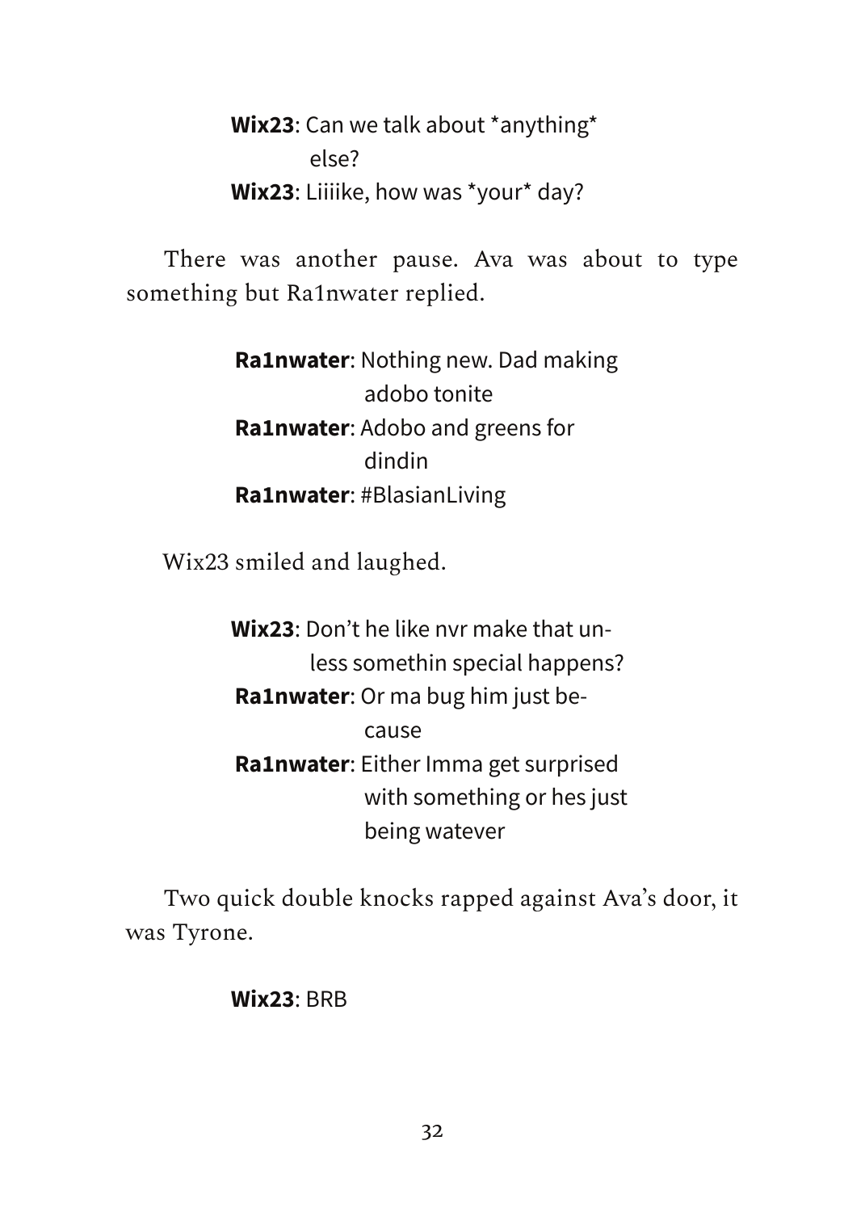**Wix23**: Can we talk about *anything* else?
**Wix23**: Liiiike, how was *your* day?

There was another pause. Ava was about to type something but Ra1nwater replied.

**Ra1nwater**: Nothing new. Dad making adobo tonite
**Ra1nwater**: Adobo and greens for dindin
**Ra1nwater**: #BlasianLiving

Wix23 smiled and laughed.

**Wix23**: Don't he like nvr make that unless somethin special happens?
**Ra1nwater**: Or ma bug him just because
**Ra1nwater**: Either Imma get surprised with something or hes just being watever

Two quick double knocks rapped against Ava's door, it was Tyrone.

**Wix23**: BRB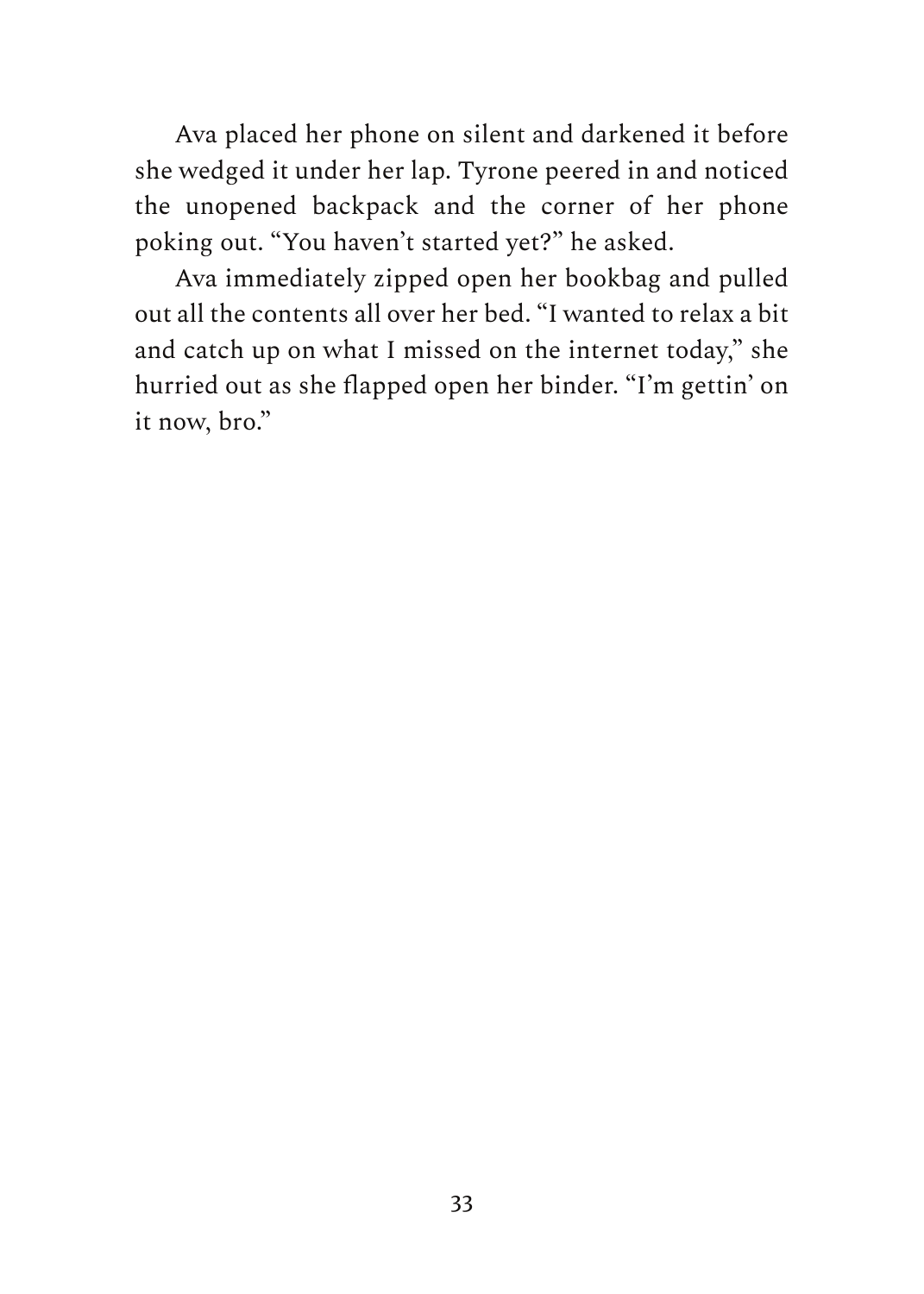Ava placed her phone on silent and darkened it before she wedged it under her lap. Tyrone peered in and noticed the unopened backpack and the corner of her phone poking out. "You haven't started yet?" he asked.

Ava immediately zipped open her bookbag and pulled out all the contents all over her bed. "I wanted to relax a bit and catch up on what I missed on the internet today," she hurried out as she flapped open her binder. "I'm gettin' on it now, bro."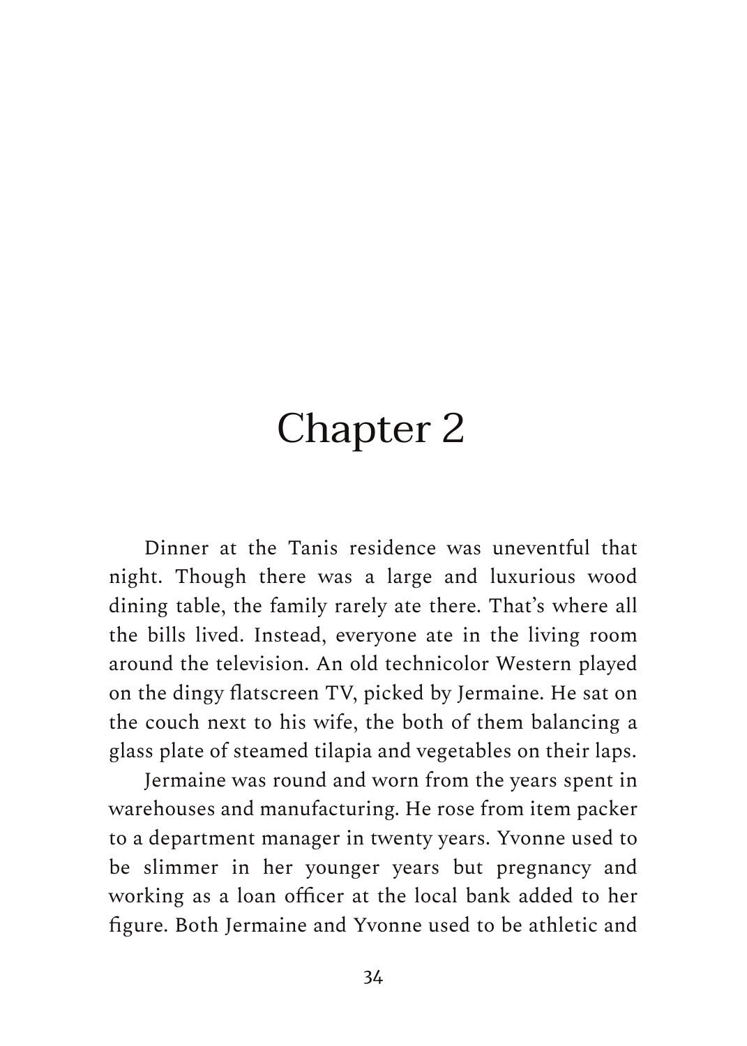# Chapter 2

Dinner at the Tanis residence was uneventful that night. Though there was a large and luxurious wood dining table, the family rarely ate there. That's where all the bills lived. Instead, everyone ate in the living room around the television. An old technicolor Western played on the dingy flatscreen TV, picked by Jermaine. He sat on the couch next to his wife, the both of them balancing a glass plate of steamed tilapia and vegetables on their laps.

Jermaine was round and worn from the years spent in warehouses and manufacturing. He rose from item packer to a department manager in twenty years. Yvonne used to be slimmer in her younger years but pregnancy and working as a loan officer at the local bank added to her figure. Both Jermaine and Yvonne used to be athletic and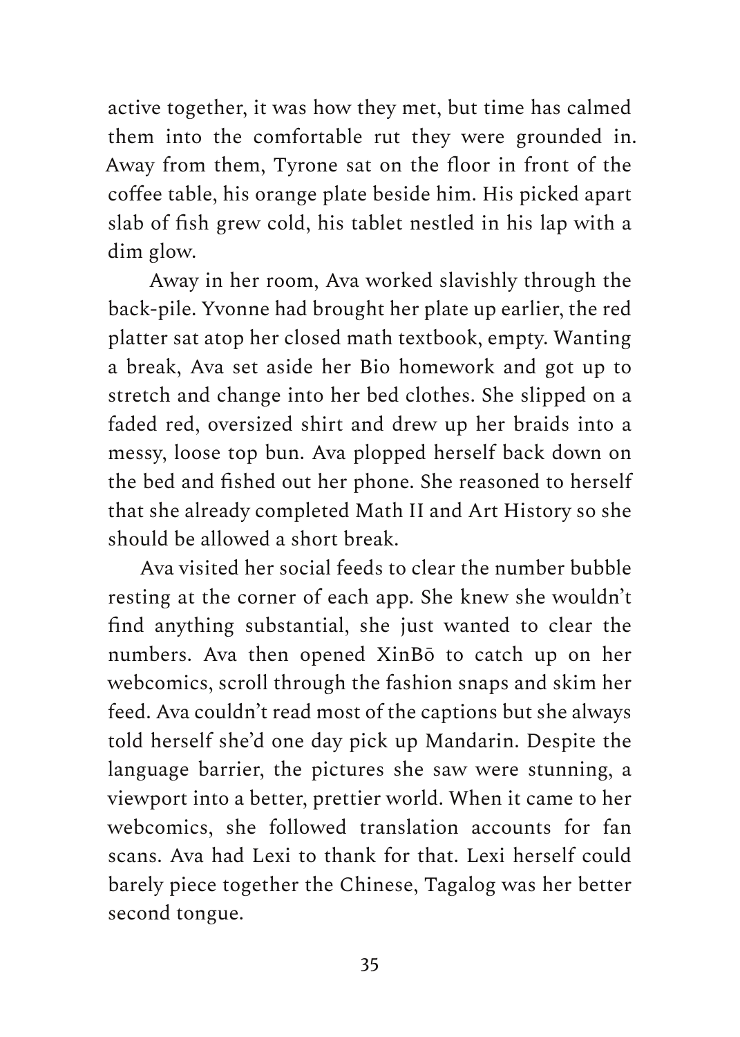active together, it was how they met, but time has calmed them into the comfortable rut they were grounded in. Away from them, Tyrone sat on the floor in front of the coffee table, his orange plate beside him. His picked apart slab of fish grew cold, his tablet nestled in his lap with a dim glow.

Away in her room, Ava worked slavishly through the back-pile. Yvonne had brought her plate up earlier, the red platter sat atop her closed math textbook, empty. Wanting a break, Ava set aside her Bio homework and got up to stretch and change into her bed clothes. She slipped on a faded red, oversized shirt and drew up her braids into a messy, loose top bun. Ava plopped herself back down on the bed and fished out her phone. She reasoned to herself that she already completed Math II and Art History so she should be allowed a short break.

Ava visited her social feeds to clear the number bubble resting at the corner of each app. She knew she wouldn't find anything substantial, she just wanted to clear the numbers. Ava then opened XinBō to catch up on her webcomics, scroll through the fashion snaps and skim her feed. Ava couldn't read most of the captions but she always told herself she'd one day pick up Mandarin. Despite the language barrier, the pictures she saw were stunning, a viewport into a better, prettier world. When it came to her webcomics, she followed translation accounts for fan scans. Ava had Lexi to thank for that. Lexi herself could barely piece together the Chinese, Tagalog was her better second tongue.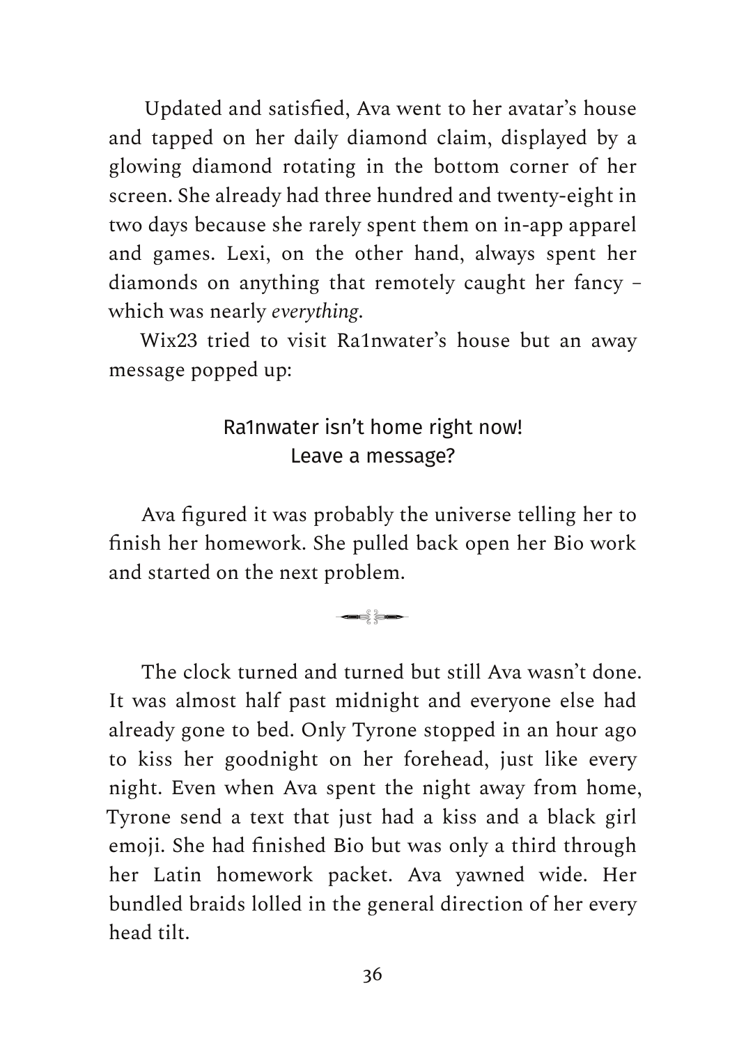Updated and satisfied, Ava went to her avatar's house and tapped on her daily diamond claim, displayed by a glowing diamond rotating in the bottom corner of her screen. She already had three hundred and twenty-eight in two days because she rarely spent them on in-app apparel and games. Lexi, on the other hand, always spent her diamonds on anything that remotely caught her fancy – which was nearly *everything*.

Wix23 tried to visit Ra1nwater's house but an away message popped up:

Ra1nwater isn't home right now!
Leave a message?

Ava figured it was probably the universe telling her to finish her homework. She pulled back open her Bio work and started on the next problem.

---

The clock turned and turned but still Ava wasn't done. It was almost half past midnight and everyone else had already gone to bed. Only Tyrone stopped in an hour ago to kiss her goodnight on her forehead, just like every night. Even when Ava spent the night away from home, Tyrone send a text that just had a kiss and a black girl emoji. She had finished Bio but was only a third through her Latin homework packet. Ava yawned wide. Her bundled braids lolled in the general direction of her every head tilt.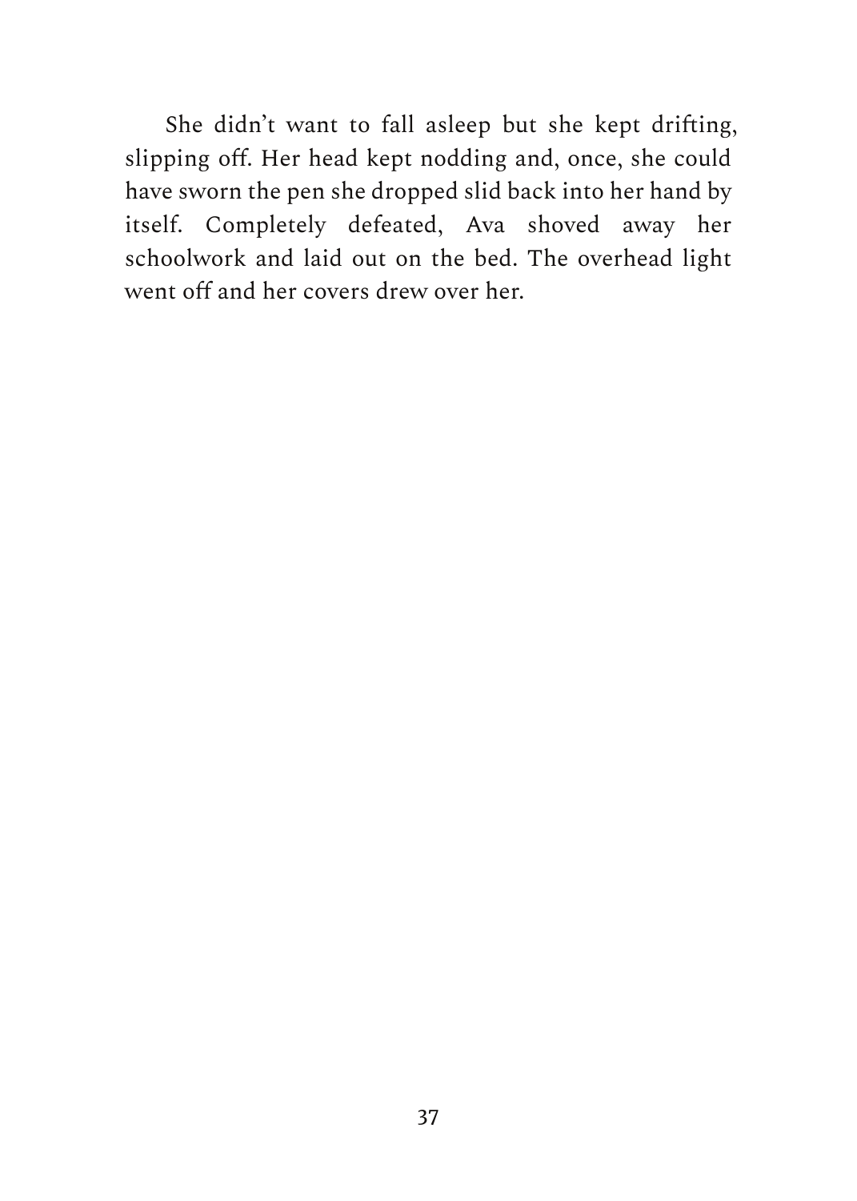She didn't want to fall asleep but she kept drifting, slipping off. Her head kept nodding and, once, she could have sworn the pen she dropped slid back into her hand by itself. Completely defeated, Ava shoved away her schoolwork and laid out on the bed. The overhead light went off and her covers drew over her.